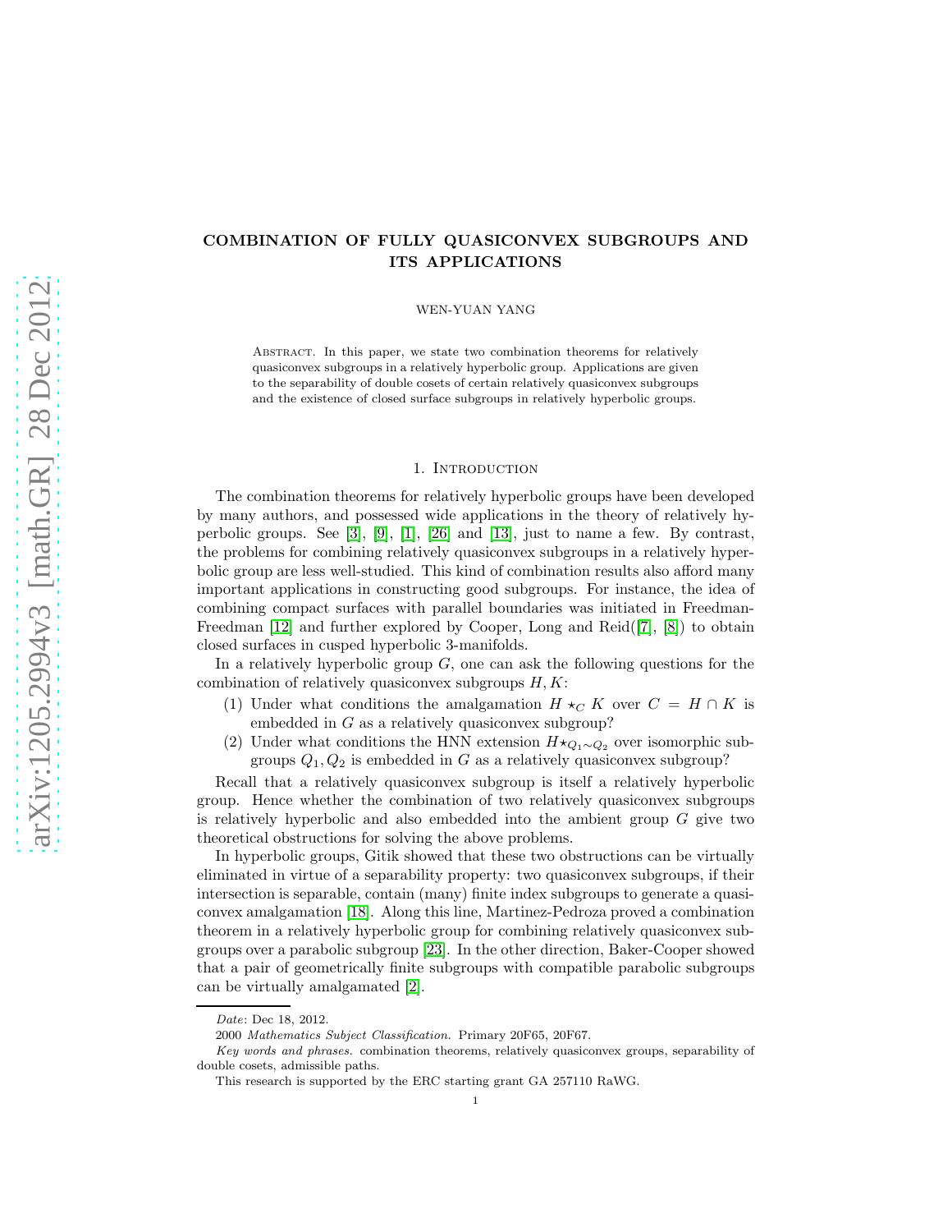# COMBINATION OF FULLY QUASICONVEX SUBGROUPS AND ITS APPLICATIONS

WEN-YUAN YANG

ABSTRACT. In this paper, we state two combination theorems for relatively quasiconvex subgroups in a relatively hyperbolic group. Applications are given to the separability of double cosets of certain relatively quasiconvex subgroups and the existence of closed surface subgroups in relatively hyperbolic groups.

## 1. Introduction

The combination theorems for relatively hyperbolic groups have been developed by many authors, and possessed wide applications in the theory of relatively hyperbolic groups. See [3], [9], [1], [26] and [13], just to name a few. By contrast, the problems for combining relatively quasiconvex subgroups in a relatively hyperbolic group are less well-studied. This kind of combination results also afford many important applications in constructing good subgroups. For instance, the idea of combining compact surfaces with parallel boundaries was initiated in Freedman-Freedman [12] and further explored by Cooper, Long and Reid([7], [8]) to obtain closed surfaces in cusped hyperbolic 3-manifolds.

In a relatively hyperbolic group $G$, one can ask the following questions for the combination of relatively quasiconvex subgroups $H, K$:

1. Under what conditions the amalgamation $H \star_C K$ over $C = H \cap K$ is embedded in $G$ as a relatively quasiconvex subgroup?
2. Under what conditions the HNN extension $H \star_{Q_1 \sim Q_2}$ over isomorphic subgroups $Q_1, Q_2$ is embedded in $G$ as a relatively quasiconvex subgroup?

Recall that a relatively quasiconvex subgroup is itself a relatively hyperbolic group. Hence whether the combination of two relatively quasiconvex subgroups is relatively hyperbolic and also embedded into the ambient group $G$ give two theoretical obstructions for solving the above problems.

In hyperbolic groups, Gitik showed that these two obstructions can be virtually eliminated in virtue of a separability property: two quasiconvex subgroups, if their intersection is separable, contain (many) finite index subgroups to generate a quasiconvex amalgamation [18]. Along this line, Martinez-Pedroza proved a combination theorem in a relatively hyperbolic group for combining relatively quasiconvex subgroups over a parabolic subgroup [23]. In the other direction, Baker-Cooper showed that a pair of geometrically finite subgroups with compatible parabolic subgroups can be virtually amalgamated [2].

*Date*: Dec 18, 2012.

2000 *Mathematics Subject Classification.* Primary 20F65, 20F67.

*Key words and phrases.* combination theorems, relatively quasiconvex groups, separability of double cosets, admissible paths.

This research is supported by the ERC starting grant GA 257110 RaWG.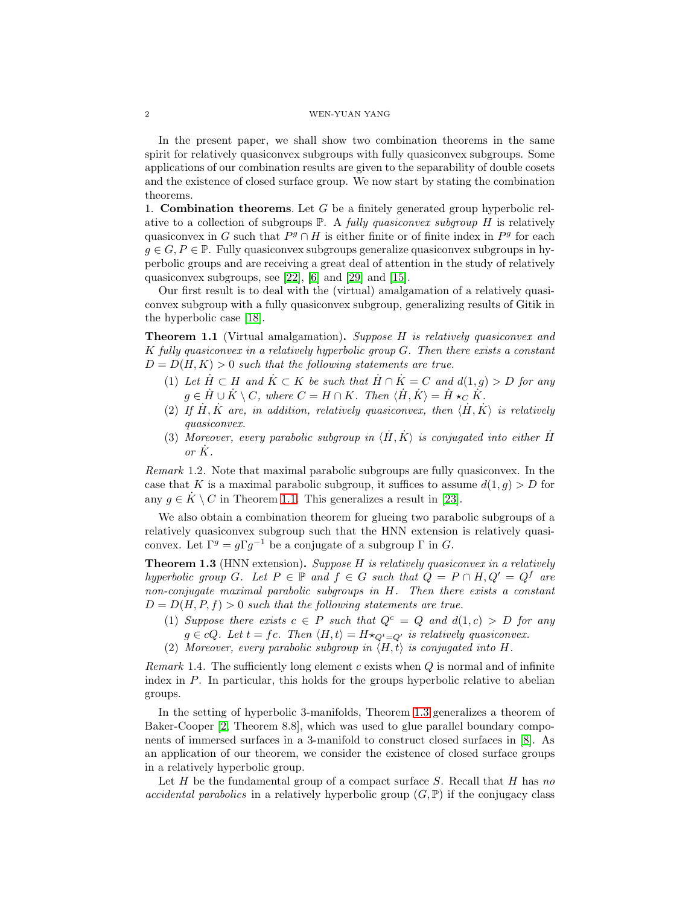In the present paper, we shall show two combination theorems in the same spirit for relatively quasiconvex subgroups with fully quasiconvex subgroups. Some applications of our combination results are given to the separability of double cosets and the existence of closed surface group. We now start by stating the combination theorems.

1. **Combination theorems**. Let $G$ be a finitely generated group hyperbolic relative to a collection of subgroups $\mathbb{P}$. A *fully quasiconvex subgroup* $H$ is relatively quasiconvex in $G$ such that $P^g \cap H$ is either finite or of finite index in $P^g$ for each $g \in G, P \in \mathbb{P}$. Fully quasiconvex subgroups generalize quasiconvex subgroups in hyperbolic groups and are receiving a great deal of attention in the study of relatively quasiconvex subgroups, see [22], [6] and [29] and [15].

Our first result is to deal with the (virtual) amalgamation of a relatively quasiconvex subgroup with a fully quasiconvex subgroup, generalizing results of Gitik in the hyperbolic case [18].

**Theorem 1.1** (Virtual amalgamation)**.** *Suppose $H$ is relatively quasiconvex and $K$ fully quasiconvex in a relatively hyperbolic group $G$. Then there exists a constant $D = D(H, K) > 0$ such that the following statements are true.*

1. *Let $\dot{H} \subset H$ and $\dot{K} \subset K$ be such that $\dot{H} \cap \dot{K} = C$ and $d(1, g) > D$ for any $g \in \dot{H} \cup \dot{K} \setminus C$, where $C = H \cap K$. Then $\langle \dot{H}, \dot{K} \rangle = \dot{H} \star_C \dot{K}$.*
2. *If $\dot{H}, \dot{K}$ are, in addition, relatively quasiconvex, then $\langle \dot{H}, \dot{K} \rangle$ is relatively quasiconvex.*
3. *Moreover, every parabolic subgroup in $\langle \dot{H}, \dot{K} \rangle$ is conjugated into either $\dot{H}$ or $\dot{K}$.*

*Remark* 1.2. Note that maximal parabolic subgroups are fully quasiconvex. In the case that $K$ is a maximal parabolic subgroup, it suffices to assume $d(1, g) > D$ for any $g \in \dot{K} \setminus C$ in Theorem 1.1. This generalizes a result in [23].

We also obtain a combination theorem for glueing two parabolic subgroups of a relatively quasiconvex subgroup such that the HNN extension is relatively quasiconvex. Let $\Gamma^g = g\Gamma g^{-1}$ be a conjugate of a subgroup $\Gamma$ in $G$.

**Theorem 1.3** (HNN extension)**.** *Suppose $H$ is relatively quasiconvex in a relatively hyperbolic group $G$. Let $P \in \mathbb{P}$ and $f \in G$ such that $Q = P \cap H, Q' = Q^f$ are non-conjugate maximal parabolic subgroups in $H$. Then there exists a constant $D = D(H, P, f) > 0$ such that the following statements are true.*

1. *Suppose there exists $c \in P$ such that $Q^c = Q$ and $d(1, c) > D$ for any $g \in cQ$. Let $t = fc$. Then $\langle H, t \rangle = H \star_{Q^t = Q'}$ is relatively quasiconvex.*
2. *Moreover, every parabolic subgroup in $\langle H, t \rangle$ is conjugated into $H$.*

*Remark* 1.4. The sufficiently long element $c$ exists when $Q$ is normal and of infinite index in $P$. In particular, this holds for the groups hyperbolic relative to abelian groups.

In the setting of hyperbolic 3-manifolds, Theorem 1.3 generalizes a theorem of Baker-Cooper [2, Theorem 8.8], which was used to glue parallel boundary components of immersed surfaces in a 3-manifold to construct closed surfaces in [8]. As an application of our theorem, we consider the existence of closed surface groups in a relatively hyperbolic group.

Let $H$ be the fundamental group of a compact surface $S$. Recall that $H$ has *no accidental parabolics* in a relatively hyperbolic group $(G, \mathbb{P})$ if the conjugacy class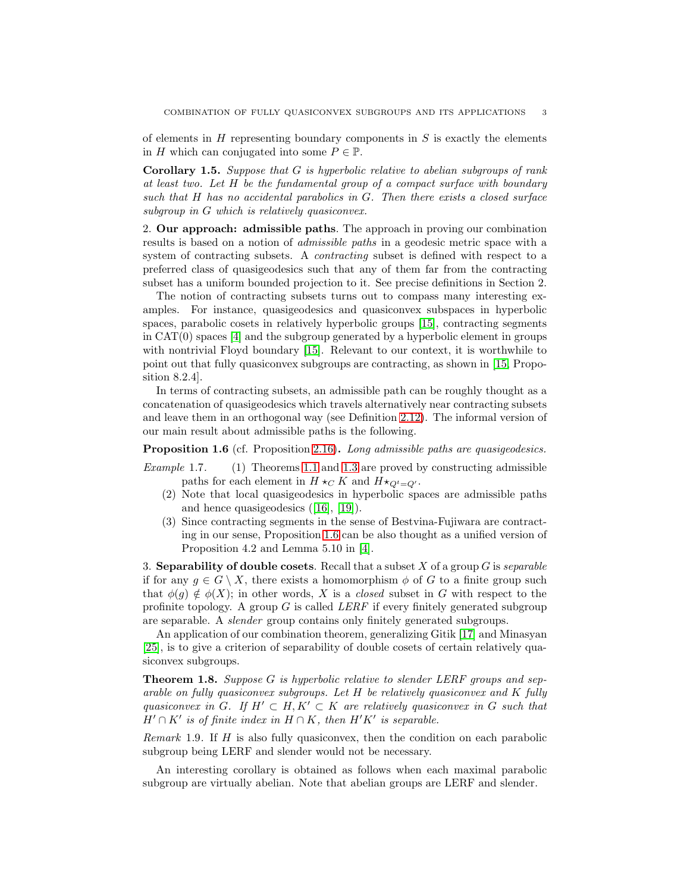of elements in $H$ representing boundary components in $S$ is exactly the elements in $H$ which can conjugated into some $P \in \mathbb{P}$.

**Corollary 1.5.** *Suppose that $G$ is hyperbolic relative to abelian subgroups of rank at least two. Let $H$ be the fundamental group of a compact surface with boundary such that $H$ has no accidental parabolics in $G$. Then there exists a closed surface subgroup in $G$ which is relatively quasiconvex.*

2. **Our approach: admissible paths**. The approach in proving our combination results is based on a notion of *admissible paths* in a geodesic metric space with a system of contracting subsets. A *contracting* subset is defined with respect to a preferred class of quasigeodesics such that any of them far from the contracting subset has a uniform bounded projection to it. See precise definitions in Section 2.

The notion of contracting subsets turns out to compass many interesting examples. For instance, quasigeodesics and quasiconvex subspaces in hyperbolic spaces, parabolic cosets in relatively hyperbolic groups [15], contracting segments in CAT(0) spaces [4] and the subgroup generated by a hyperbolic element in groups with nontrivial Floyd boundary [15]. Relevant to our context, it is worthwhile to point out that fully quasiconvex subgroups are contracting, as shown in [15, Proposition 8.2.4].

In terms of contracting subsets, an admissible path can be roughly thought as a concatenation of quasigeodesics which travels alternatively near contracting subsets and leave them in an orthogonal way (see Definition 2.12). The informal version of our main result about admissible paths is the following.

**Proposition 1.6** (cf. Proposition 2.16)**.** *Long admissible paths are quasigeodesics.*

*Example* 1.7.
(1) Theorems 1.1 and 1.3 are proved by constructing admissible paths for each element in $H \star_C K$ and $H \star_{Q^t = Q'}$.
(2) Note that local quasigeodesics in hyperbolic spaces are admissible paths and hence quasigeodesics ([16], [19]).
(3) Since contracting segments in the sense of Bestvina-Fujiwara are contracting in our sense, Proposition 1.6 can be also thought as a unified version of Proposition 4.2 and Lemma 5.10 in [4].

3. **Separability of double cosets**. Recall that a subset $X$ of a group $G$ is *separable* if for any $g \in G \setminus X$, there exists a homomorphism $\phi$ of $G$ to a finite group such that $\phi(g) \notin \phi(X)$; in other words, $X$ is a *closed* subset in $G$ with respect to the profinite topology. A group $G$ is called *LERF* if every finitely generated subgroup are separable. A *slender* group contains only finitely generated subgroups.

An application of our combination theorem, generalizing Gitik [17] and Minasyan [25], is to give a criterion of separability of double cosets of certain relatively quasiconvex subgroups.

**Theorem 1.8.** *Suppose $G$ is hyperbolic relative to slender LERF groups and separable on fully quasiconvex subgroups. Let $H$ be relatively quasiconvex and $K$ fully quasiconvex in $G$. If $H' \subset H, K' \subset K$ are relatively quasiconvex in $G$ such that $H' \cap K'$ is of finite index in $H \cap K$, then $H'K'$ is separable.*

*Remark* 1.9. If $H$ is also fully quasiconvex, then the condition on each parabolic subgroup being LERF and slender would not be necessary.

An interesting corollary is obtained as follows when each maximal parabolic subgroup are virtually abelian. Note that abelian groups are LERF and slender.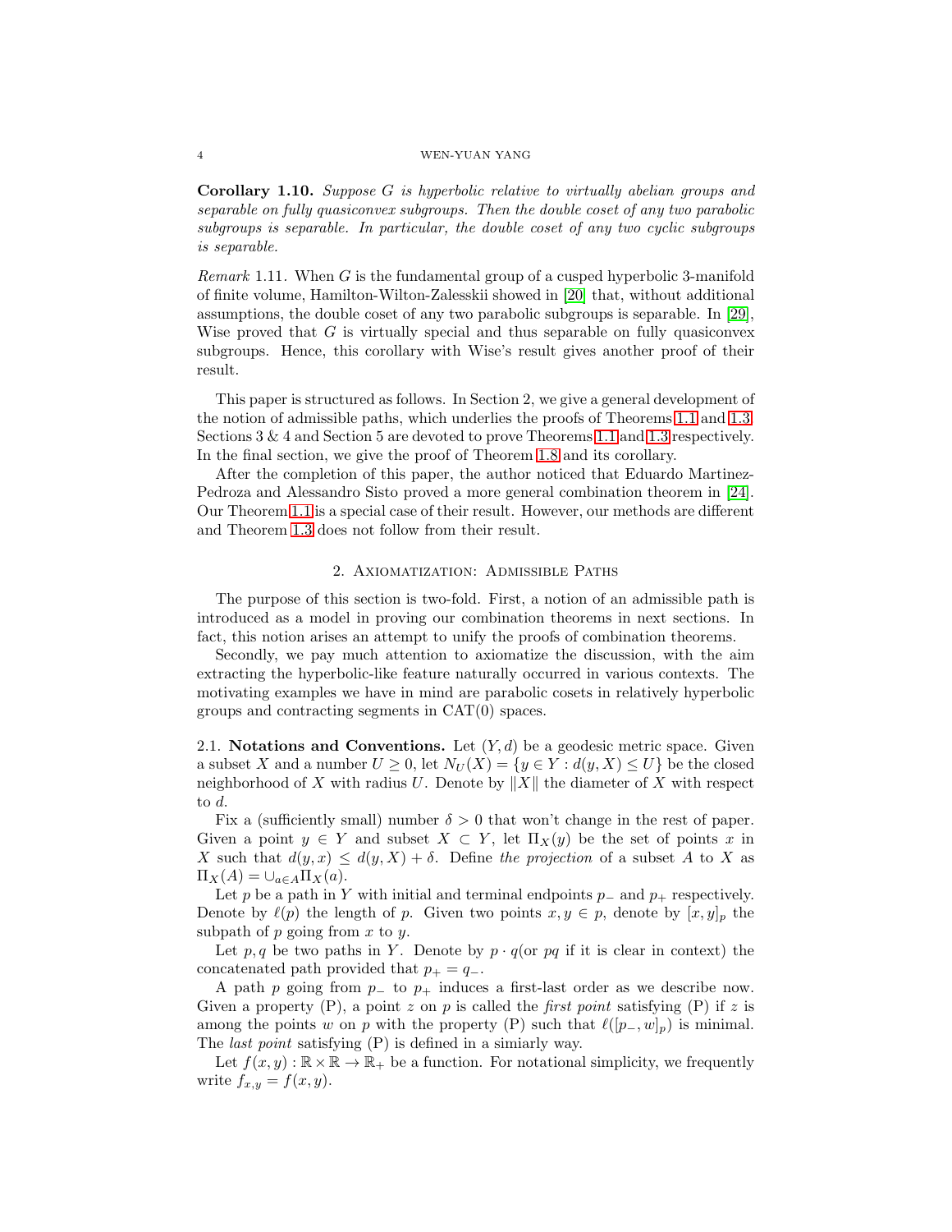**Corollary 1.10.** *Suppose $G$ is hyperbolic relative to virtually abelian groups and separable on fully quasiconvex subgroups. Then the double coset of any two parabolic subgroups is separable. In particular, the double coset of any two cyclic subgroups is separable.*

*Remark* 1.11. When $G$ is the fundamental group of a cusped hyperbolic 3-manifold of finite volume, Hamilton-Wilton-Zalesskii showed in [20] that, without additional assumptions, the double coset of any two parabolic subgroups is separable. In [29], Wise proved that $G$ is virtually special and thus separable on fully quasiconvex subgroups. Hence, this corollary with Wise's result gives another proof of their result.

This paper is structured as follows. In Section 2, we give a general development of the notion of admissible paths, which underlies the proofs of Theorems 1.1 and 1.3. Sections 3 & 4 and Section 5 are devoted to prove Theorems 1.1 and 1.3 respectively. In the final section, we give the proof of Theorem 1.8 and its corollary.

After the completion of this paper, the author noticed that Eduardo Martinez-Pedroza and Alessandro Sisto proved a more general combination theorem in [24]. Our Theorem 1.1 is a special case of their result. However, our methods are different and Theorem 1.3 does not follow from their result.

## 2. Axiomatization: Admissible Paths

The purpose of this section is two-fold. First, a notion of an admissible path is introduced as a model in proving our combination theorems in next sections. In fact, this notion arises an attempt to unify the proofs of combination theorems.

Secondly, we pay much attention to axiomatize the discussion, with the aim extracting the hyperbolic-like feature naturally occurred in various contexts. The motivating examples we have in mind are parabolic cosets in relatively hyperbolic groups and contracting segments in CAT(0) spaces.

**2.1. Notations and Conventions.** Let $(Y, d)$ be a geodesic metric space. Given a subset $X$ and a number $U \geq 0$, let $N_U(X) = \{y \in Y : d(y, X) \leq U\}$ be the closed neighborhood of $X$ with radius $U$. Denote by $\|X\|$ the diameter of $X$ with respect to $d$.

Fix a (sufficiently small) number $\delta > 0$ that won't change in the rest of paper. Given a point $y \in Y$ and subset $X \subset Y$, let $\Pi_X(y)$ be the set of points $x$ in $X$ such that $d(y, x) \leq d(y, X) + \delta$. Define *the projection* of a subset $A$ to $X$ as $\Pi_X(A) = \cup_{a \in A} \Pi_X(a)$.

Let $p$ be a path in $Y$ with initial and terminal endpoints $p_-$ and $p_+$ respectively. Denote by $\ell(p)$ the length of $p$. Given two points $x, y \in p$, denote by $[x, y]_p$ the subpath of $p$ going from $x$ to $y$.

Let $p, q$ be two paths in $Y$. Denote by $p \cdot q$(or $pq$ if it is clear in context) the concatenated path provided that $p_+ = q_-$.

A path $p$ going from $p_-$ to $p_+$ induces a first-last order as we describe now. Given a property (P), a point $z$ on $p$ is called the *first point* satisfying (P) if $z$ is among the points $w$ on $p$ with the property (P) such that $\ell([p_-, w]_p)$ is minimal. The *last point* satisfying (P) is defined in a simiarly way.

Let $f(x, y) : \mathbb{R} \times \mathbb{R} \to \mathbb{R}_+$ be a function. For notational simplicity, we frequently write $f_{x,y} = f(x, y)$.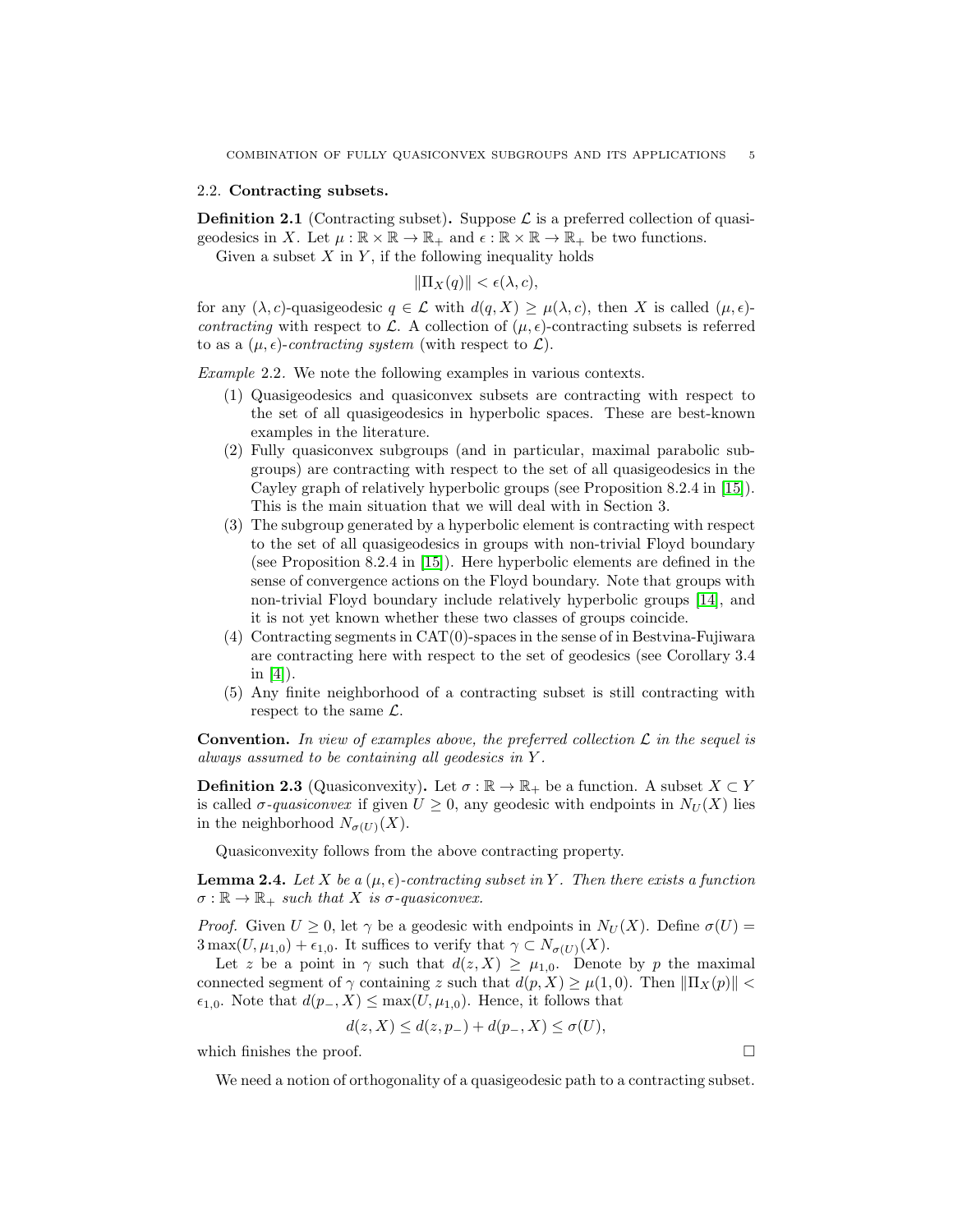### 2.2. Contracting subsets.

**Definition 2.1** (Contracting subset)**.** Suppose $\mathcal{L}$ is a preferred collection of quasigeodesics in $X$. Let $\mu : \mathbb{R} \times \mathbb{R} \to \mathbb{R}_+$ and $\epsilon : \mathbb{R} \times \mathbb{R} \to \mathbb{R}_+$ be two functions.

Given a subset $X$ in $Y$, if the following inequality holds

$$\|\Pi_X(q)\| < \epsilon(\lambda, c),$$

for any $(\lambda, c)$-quasigeodesic $q \in \mathcal{L}$ with $d(q, X) \geq \mu(\lambda, c)$, then $X$ is called $(\mu, \epsilon)$-*contracting* with respect to $\mathcal{L}$. A collection of $(\mu, \epsilon)$-contracting subsets is referred to as a $(\mu, \epsilon)$-*contracting system* (with respect to $\mathcal{L}$).

*Example* 2.2. We note the following examples in various contexts.

1. Quasigeodesics and quasiconvex subsets are contracting with respect to the set of all quasigeodesics in hyperbolic spaces. These are best-known examples in the literature.
2. Fully quasiconvex subgroups (and in particular, maximal parabolic subgroups) are contracting with respect to the set of all quasigeodesics in the Cayley graph of relatively hyperbolic groups (see Proposition 8.2.4 in [15]). This is the main situation that we will deal with in Section 3.
3. The subgroup generated by a hyperbolic element is contracting with respect to the set of all quasigeodesics in groups with non-trivial Floyd boundary (see Proposition 8.2.4 in [15]). Here hyperbolic elements are defined in the sense of convergence actions on the Floyd boundary. Note that groups with non-trivial Floyd boundary include relatively hyperbolic groups [14], and it is not yet known whether these two classes of groups coincide.
4. Contracting segments in CAT(0)-spaces in the sense of in Bestvina-Fujiwara are contracting here with respect to the set of geodesics (see Corollary 3.4 in [4]).
5. Any finite neighborhood of a contracting subset is still contracting with respect to the same $\mathcal{L}$.

**Convention.** *In view of examples above, the preferred collection $\mathcal{L}$ in the sequel is always assumed to be containing all geodesics in $Y$.*

**Definition 2.3** (Quasiconvexity)**.** Let $\sigma : \mathbb{R} \to \mathbb{R}_+$ be a function. A subset $X \subset Y$ is called $\sigma$-*quasiconvex* if given $U \geq 0$, any geodesic with endpoints in $N_U(X)$ lies in the neighborhood $N_{\sigma(U)}(X)$.

Quasiconvexity follows from the above contracting property.

**Lemma 2.4.** *Let $X$ be a $(\mu, \epsilon)$-contracting subset in $Y$. Then there exists a function $\sigma : \mathbb{R} \to \mathbb{R}_+$ such that $X$ is $\sigma$-quasiconvex.*

*Proof.* Given $U \geq 0$, let $\gamma$ be a geodesic with endpoints in $N_U(X)$. Define $\sigma(U) = 3\max(U, \mu_{1,0}) + \epsilon_{1,0}$. It suffices to verify that $\gamma \subset N_{\sigma(U)}(X)$.

Let $z$ be a point in $\gamma$ such that $d(z, X) \geq \mu_{1,0}$. Denote by $p$ the maximal connected segment of $\gamma$ containing $z$ such that $d(p, X) \geq \mu(1, 0)$. Then $\|\Pi_X(p)\| < \epsilon_{1,0}$. Note that $d(p_-, X) \leq \max(U, \mu_{1,0})$. Hence, it follows that

$$d(z, X) \leq d(z, p_-) + d(p_-, X) \leq \sigma(U),$$

which finishes the proof. □

We need a notion of orthogonality of a quasigeodesic path to a contracting subset.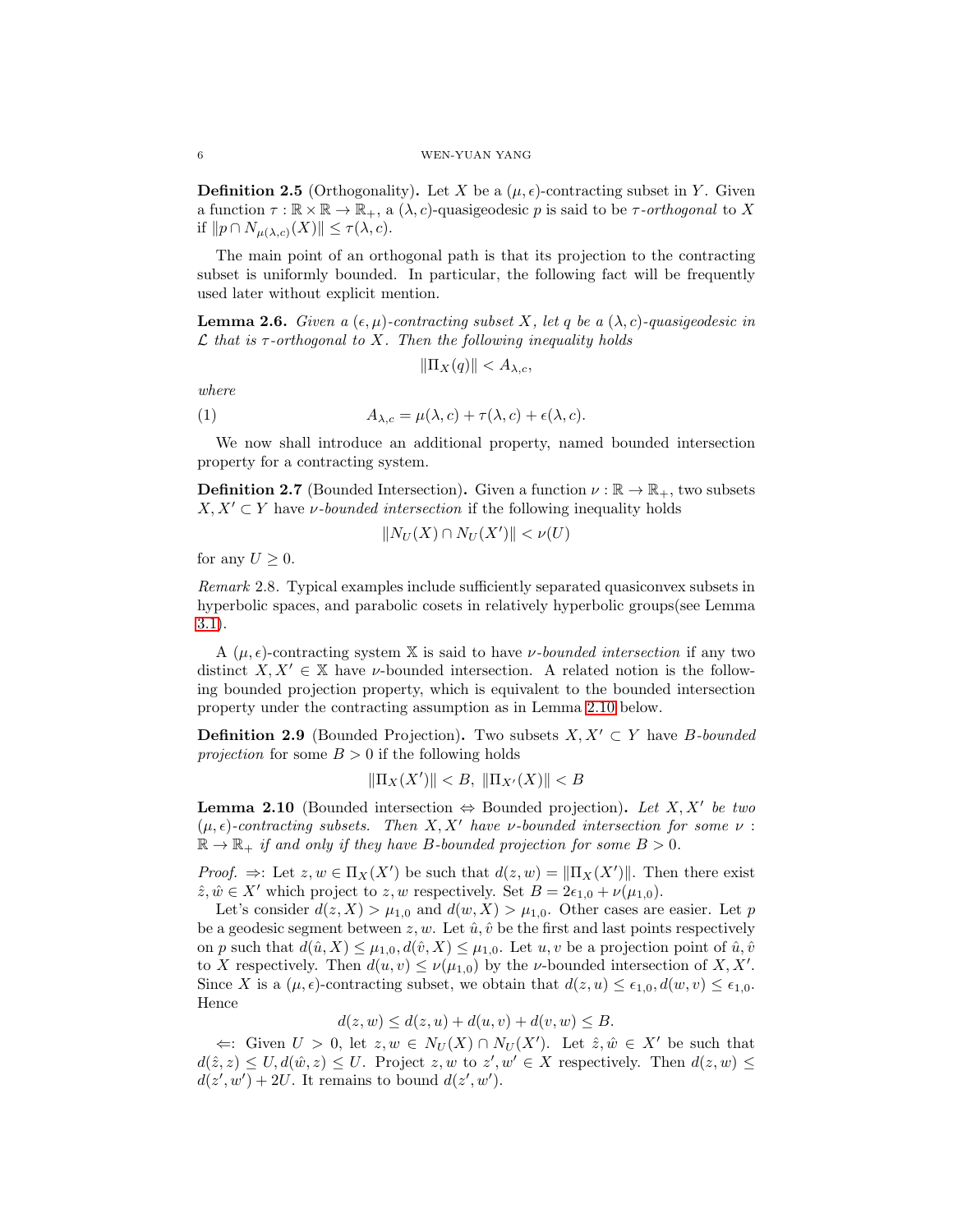**Definition 2.5** (Orthogonality)**.** Let $X$ be a $(\mu, \epsilon)$-contracting subset in $Y$. Given a function $\tau : \mathbb{R} \times \mathbb{R} \to \mathbb{R}_+$, a $(\lambda, c)$-quasigeodesic $p$ is said to be *$\tau$-orthogonal* to $X$ if $\|p \cap N_{\mu(\lambda,c)}(X)\| \le \tau(\lambda, c)$.

The main point of an orthogonal path is that its projection to the contracting subset is uniformly bounded. In particular, the following fact will be frequently used later without explicit mention.

**Lemma 2.6.** *Given a $(\epsilon, \mu)$-contracting subset $X$, let $q$ be a $(\lambda, c)$-quasigeodesic in $\mathcal{L}$ that is $\tau$-orthogonal to $X$. Then the following inequality holds*

$$\|\Pi_X(q)\| < A_{\lambda,c},$$

*where*

$$A_{\lambda,c} = \mu(\lambda, c) + \tau(\lambda, c) + \epsilon(\lambda, c). \tag{1}$$

We now shall introduce an additional property, named bounded intersection property for a contracting system.

**Definition 2.7** (Bounded Intersection)**.** Given a function $\nu : \mathbb{R} \to \mathbb{R}_+$, two subsets $X, X' \subset Y$ have *$\nu$-bounded intersection* if the following inequality holds

$$\|N_U(X) \cap N_U(X')\| < \nu(U)$$

for any $U \ge 0$.

*Remark* 2.8. Typical examples include sufficiently separated quasiconvex subsets in hyperbolic spaces, and parabolic cosets in relatively hyperbolic groups(see Lemma 3.1).

A $(\mu, \epsilon)$-contracting system $\mathbb{X}$ is said to have *$\nu$-bounded intersection* if any two distinct $X, X' \in \mathbb{X}$ have $\nu$-bounded intersection. A related notion is the following bounded projection property, which is equivalent to the bounded intersection property under the contracting assumption as in Lemma 2.10 below.

**Definition 2.9** (Bounded Projection)**.** Two subsets $X, X' \subset Y$ have *$B$-bounded projection* for some $B > 0$ if the following holds

$$\|\Pi_X(X')\| < B, \ \|\Pi_{X'}(X)\| < B$$

**Lemma 2.10** (Bounded intersection $\Leftrightarrow$ Bounded projection)**.** *Let $X, X'$ be two $(\mu, \epsilon)$-contracting subsets. Then $X, X'$ have $\nu$-bounded intersection for some $\nu : \mathbb{R} \to \mathbb{R}_+$ if and only if they have $B$-bounded projection for some $B > 0$.*

*Proof.* $\Rightarrow$: Let $z, w \in \Pi_X(X')$ be such that $d(z, w) = \|\Pi_X(X')\|$. Then there exist $\hat{z}, \hat{w} \in X'$ which project to $z, w$ respectively. Set $B = 2\epsilon_{1,0} + \nu(\mu_{1,0})$.

Let's consider $d(z, X) > \mu_{1,0}$ and $d(w, X) > \mu_{1,0}$. Other cases are easier. Let $p$ be a geodesic segment between $z, w$. Let $\hat{u}, \hat{v}$ be the first and last points respectively on $p$ such that $d(\hat{u}, X) \le \mu_{1,0}, d(\hat{v}, X) \le \mu_{1,0}$. Let $u, v$ be a projection point of $\hat{u}, \hat{v}$ to $X$ respectively. Then $d(u, v) \le \nu(\mu_{1,0})$ by the $\nu$-bounded intersection of $X, X'$. Since $X$ is a $(\mu, \epsilon)$-contracting subset, we obtain that $d(z, u) \le \epsilon_{1,0}, d(w, v) \le \epsilon_{1,0}$. Hence

$$d(z, w) \le d(z, u) + d(u, v) + d(v, w) \le B.$$

$\Leftarrow$: Given $U > 0$, let $z, w \in N_U(X) \cap N_U(X')$. Let $\hat{z}, \hat{w} \in X'$ be such that $d(\hat{z}, z) \le U, d(\hat{w}, z) \le U$. Project $z, w$ to $z', w' \in X$ respectively. Then $d(z, w) \le d(z', w') + 2U$. It remains to bound $d(z', w')$.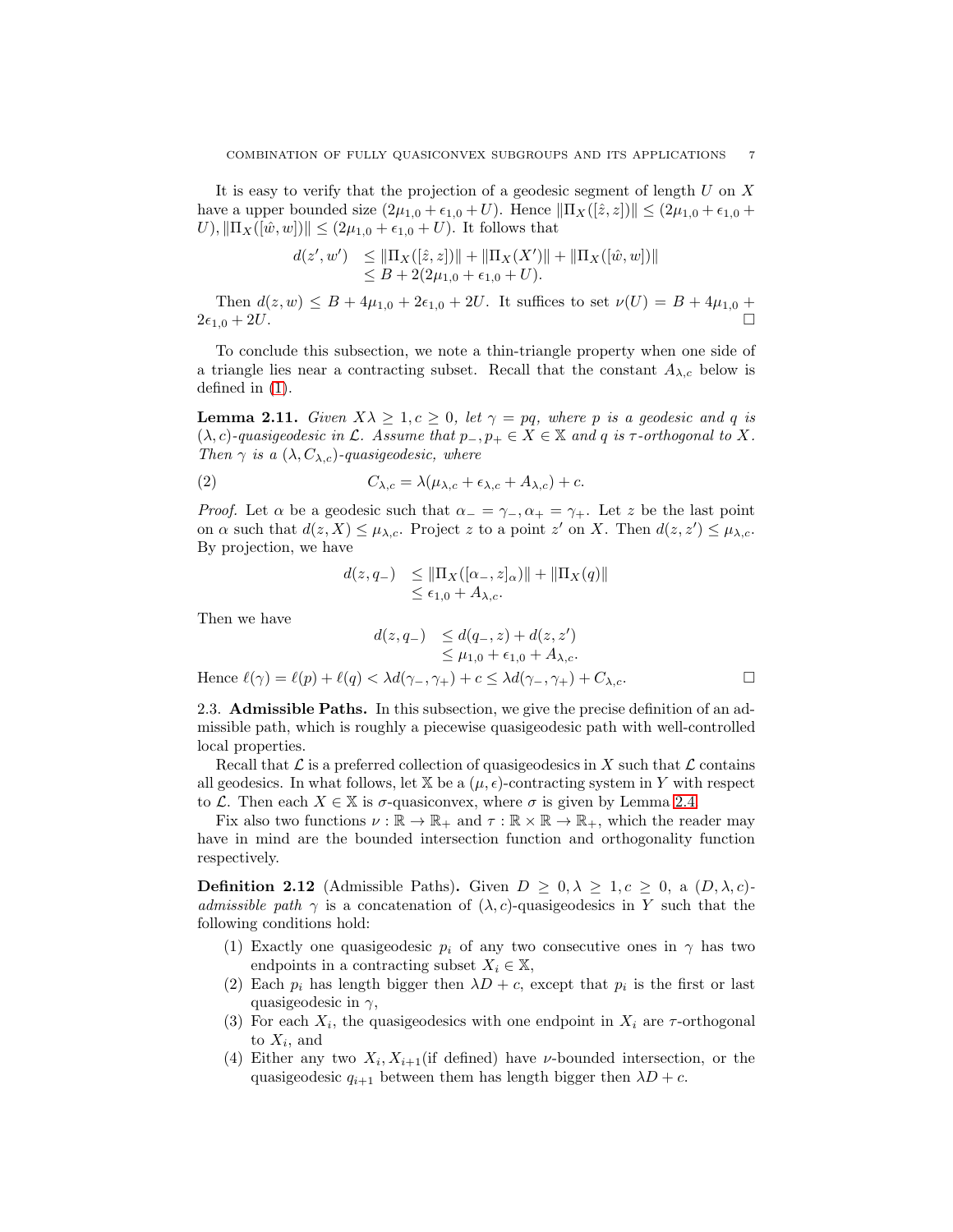It is easy to verify that the projection of a geodesic segment of length $U$ on $X$ have a upper bounded size $(2\mu_{1,0} + \epsilon_{1,0} + U)$. Hence $\|\Pi_X([\hat{z}, z])\| \leq (2\mu_{1,0} + \epsilon_{1,0} + U), \|\Pi_X([\hat{w}, w])\| \leq (2\mu_{1,0} + \epsilon_{1,0} + U)$. It follows that

$$
\begin{aligned}
d(z', w') &\leq \|\Pi_X([\hat{z}, z])\| + \|\Pi_X(X')\| + \|\Pi_X([\hat{w}, w])\| \\
&\leq B + 2(2\mu_{1,0} + \epsilon_{1,0} + U).
\end{aligned}
$$

Then $d(z, w) \leq B + 4\mu_{1,0} + 2\epsilon_{1,0} + 2U$. It suffices to set $\nu(U) = B + 4\mu_{1,0} + 2\epsilon_{1,0} + 2U$. □

To conclude this subsection, we note a thin-triangle property when one side of a triangle lies near a contracting subset. Recall that the constant $A_{\lambda,c}$ below is defined in (1).

**Lemma 2.11.** *Given $X\lambda \geq 1, c \geq 0$, let $\gamma = pq$, where $p$ is a geodesic and $q$ is $(\lambda, c)$-quasigeodesic in $\mathcal{L}$. Assume that $p_-, p_+ \in X \in \mathbb{X}$ and $q$ is $\tau$-orthogonal to $X$. Then $\gamma$ is a $(\lambda, C_{\lambda,c})$-quasigeodesic, where*

$$
C_{\lambda,c} = \lambda(\mu_{\lambda,c} + \epsilon_{\lambda,c} + A_{\lambda,c}) + c. \tag{2}
$$

*Proof.* Let $\alpha$ be a geodesic such that $\alpha_- = \gamma_-, \alpha_+ = \gamma_+$. Let $z$ be the last point on $\alpha$ such that $d(z, X) \leq \mu_{\lambda,c}$. Project $z$ to a point $z'$ on $X$. Then $d(z, z') \leq \mu_{\lambda,c}$. By projection, we have

$$
\begin{aligned}
d(z, q_-) &\leq \|\Pi_X([\alpha_-, z]_\alpha)\| + \|\Pi_X(q)\| \\
&\leq \epsilon_{1,0} + A_{\lambda,c}.
\end{aligned}
$$

Then we have

$$
\begin{aligned}
d(z, q_-) &\leq d(q_-, z) + d(z, z') \\
&\leq \mu_{1,0} + \epsilon_{1,0} + A_{\lambda,c}.
\end{aligned}
$$

Hence $\ell(\gamma) = \ell(p) + \ell(q) < \lambda d(\gamma_-, \gamma_+) + c \leq \lambda d(\gamma_-, \gamma_+) + C_{\lambda,c}$. □

2.3. **Admissible Paths.** In this subsection, we give the precise definition of an admissible path, which is roughly a piecewise quasigeodesic path with well-controlled local properties.

Recall that $\mathcal{L}$ is a preferred collection of quasigeodesics in $X$ such that $\mathcal{L}$ contains all geodesics. In what follows, let $\mathbb{X}$ be a $(\mu, \epsilon)$-contracting system in $Y$ with respect to $\mathcal{L}$. Then each $X \in \mathbb{X}$ is $\sigma$-quasiconvex, where $\sigma$ is given by Lemma 2.4.

Fix also two functions $\nu : \mathbb{R} \to \mathbb{R}_+$ and $\tau : \mathbb{R} \times \mathbb{R} \to \mathbb{R}_+$, which the reader may have in mind are the bounded intersection function and orthogonality function respectively.

**Definition 2.12** (Admissible Paths)**.** Given $D \geq 0, \lambda \geq 1, c \geq 0$, a $(D, \lambda, c)$-*admissible path* $\gamma$ is a concatenation of $(\lambda, c)$-quasigeodesics in $Y$ such that the following conditions hold:

1. Exactly one quasigeodesic $p_i$ of any two consecutive ones in $\gamma$ has two endpoints in a contracting subset $X_i \in \mathbb{X}$,
2. Each $p_i$ has length bigger then $\lambda D + c$, except that $p_i$ is the first or last quasigeodesic in $\gamma$,
3. For each $X_i$, the quasigeodesics with one endpoint in $X_i$ are $\tau$-orthogonal to $X_i$, and
4. Either any two $X_i, X_{i+1}$(if defined) have $\nu$-bounded intersection, or the quasigeodesic $q_{i+1}$ between them has length bigger then $\lambda D + c$.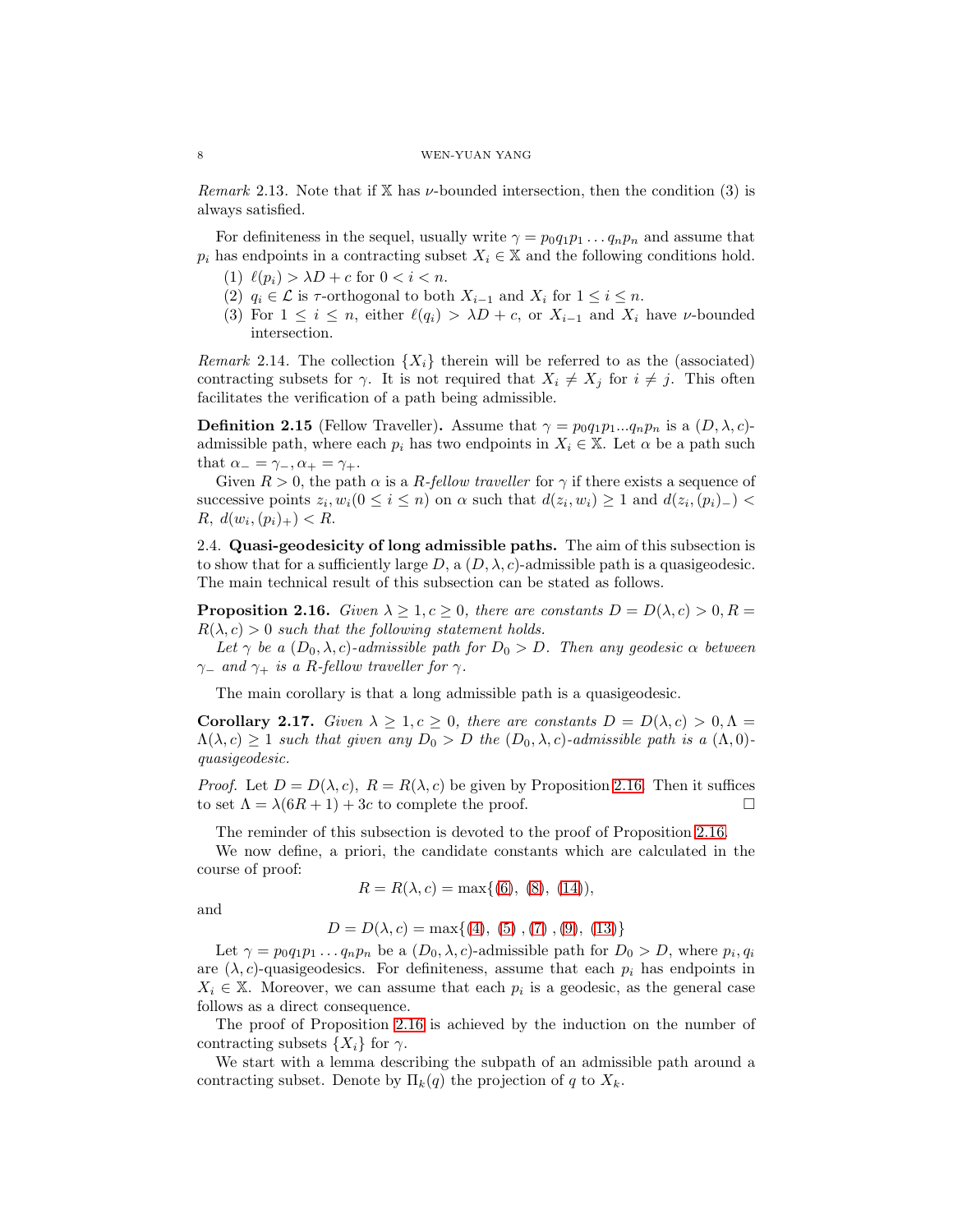*Remark* 2.13. Note that if $\mathbb{X}$ has $\nu$-bounded intersection, then the condition (3) is always satisfied.

For definiteness in the sequel, usually write $\gamma = p_0 q_1 p_1 \ldots q_n p_n$ and assume that $p_i$ has endpoints in a contracting subset $X_i \in \mathbb{X}$ and the following conditions hold.

1. $\ell(p_i) > \lambda D + c$ for $0 < i < n$.
2. $q_i \in \mathcal{L}$ is $\tau$-orthogonal to both $X_{i-1}$ and $X_i$ for $1 \le i \le n$.
3. For $1 \le i \le n$, either $\ell(q_i) > \lambda D + c$, or $X_{i-1}$ and $X_i$ have $\nu$-bounded intersection.

*Remark* 2.14. The collection $\{X_i\}$ therein will be referred to as the (associated) contracting subsets for $\gamma$. It is not required that $X_i \ne X_j$ for $i \ne j$. This often facilitates the verification of a path being admissible.

**Definition 2.15** (Fellow Traveller)**.** Assume that $\gamma = p_0 q_1 p_1 ... q_n p_n$ is a $(D, \lambda, c)$-admissible path, where each $p_i$ has two endpoints in $X_i \in \mathbb{X}$. Let $\alpha$ be a path such that $\alpha_- = \gamma_-, \alpha_+ = \gamma_+$.

Given $R > 0$, the path $\alpha$ is a *$R$-fellow traveller* for $\gamma$ if there exists a sequence of successive points $z_i, w_i (0 \le i \le n)$ on $\alpha$ such that $d(z_i, w_i) \ge 1$ and $d(z_i, (p_i)_-) < R$, $d(w_i, (p_i)_+) < R$.

2.4. **Quasi-geodesicity of long admissible paths.** The aim of this subsection is to show that for a sufficiently large $D$, a $(D, \lambda, c)$-admissible path is a quasigeodesic. The main technical result of this subsection can be stated as follows.

**Proposition 2.16.** *Given $\lambda \ge 1, c \ge 0$, there are constants $D = D(\lambda, c) > 0, R = R(\lambda, c) > 0$ such that the following statement holds.*

*Let $\gamma$ be a $(D_0, \lambda, c)$-admissible path for $D_0 > D$. Then any geodesic $\alpha$ between $\gamma_-$ and $\gamma_+$ is a $R$-fellow traveller for $\gamma$.*

The main corollary is that a long admissible path is a quasigeodesic.

**Corollary 2.17.** *Given $\lambda \ge 1, c \ge 0$, there are constants $D = D(\lambda, c) > 0, \Lambda = \Lambda(\lambda, c) \ge 1$ such that given any $D_0 > D$ the $(D_0, \lambda, c)$-admissible path is a $(\Lambda, 0)$-quasigeodesic.*

*Proof.* Let $D = D(\lambda, c)$, $R = R(\lambda, c)$ be given by Proposition 2.16. Then it suffices to set $\Lambda = \lambda(6R + 1) + 3c$ to complete the proof. □

The reminder of this subsection is devoted to the proof of Proposition 2.16.

We now define, a priori, the candidate constants which are calculated in the course of proof:

$$R = R(\lambda, c) = \max\{(6), (8), (14)\},$$

and

$$D = D(\lambda, c) = \max\{(4), (5), (7), (9), (13)\}$$

Let $\gamma = p_0 q_1 p_1 \ldots q_n p_n$ be a $(D_0, \lambda, c)$-admissible path for $D_0 > D$, where $p_i, q_i$ are $(\lambda, c)$-quasigeodesics. For definiteness, assume that each $p_i$ has endpoints in $X_i \in \mathbb{X}$. Moreover, we can assume that each $p_i$ is a geodesic, as the general case follows as a direct consequence.

The proof of Proposition 2.16 is achieved by the induction on the number of contracting subsets $\{X_i\}$ for $\gamma$.

We start with a lemma describing the subpath of an admissible path around a contracting subset. Denote by $\Pi_k(q)$ the projection of $q$ to $X_k$.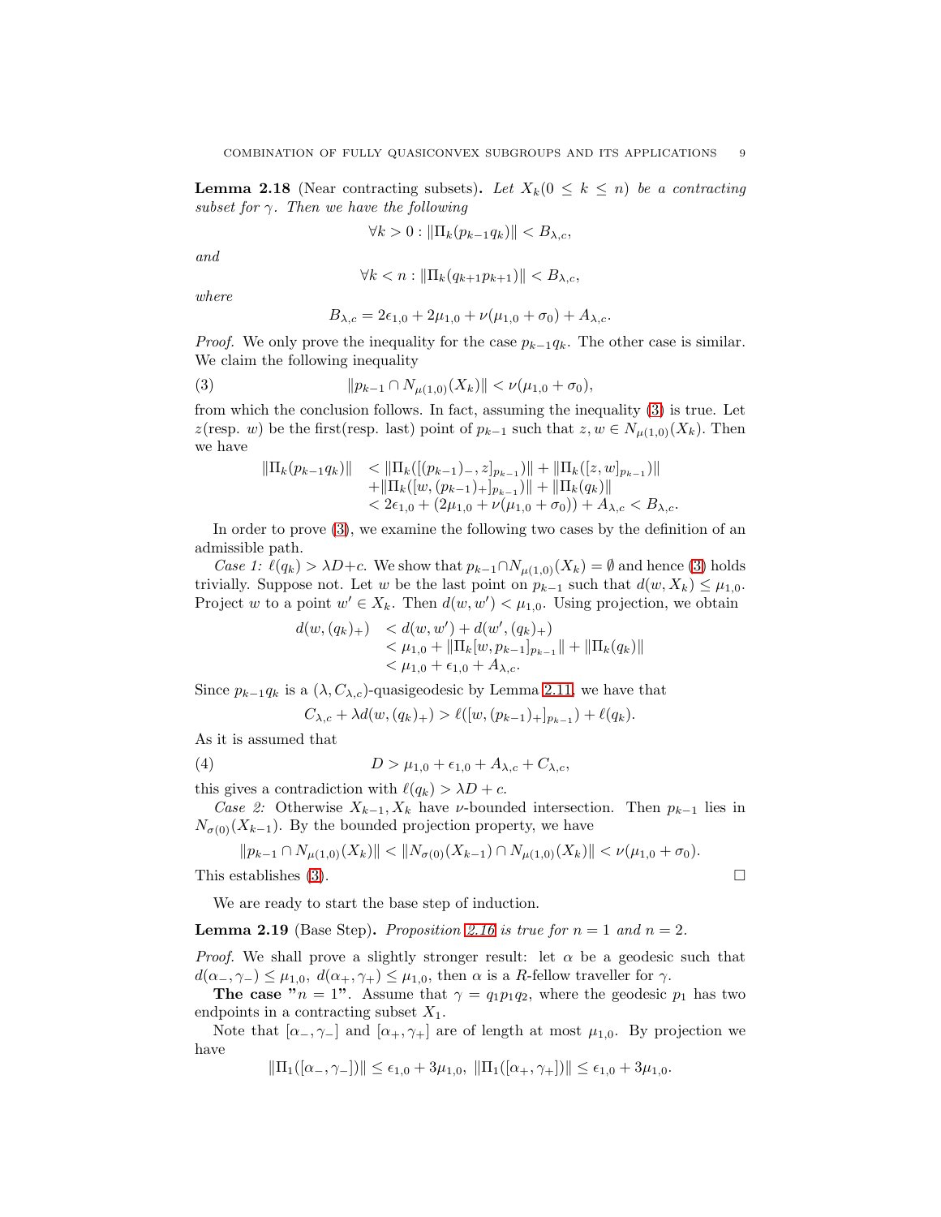**Lemma 2.18** (Near contracting subsets)**.** *Let $X_k (0 \le k \le n)$ be a contracting subset for $\gamma$. Then we have the following*

$$\forall k > 0 : \|\Pi_k(p_{k-1}q_k)\| < B_{\lambda,c},$$

*and*

$$\forall k < n : \|\Pi_k(q_{k+1}p_{k+1})\| < B_{\lambda,c},$$

*where*

$$B_{\lambda,c} = 2\epsilon_{1,0} + 2\mu_{1,0} + \nu(\mu_{1,0} + \sigma_0) + A_{\lambda,c}.$$

*Proof.* We only prove the inequality for the case $p_{k-1}q_k$. The other case is similar. We claim the following inequality

$$\|p_{k-1} \cap N_{\mu(1,0)}(X_k)\| < \nu(\mu_{1,0} + \sigma_0), \tag{3}$$

from which the conclusion follows. In fact, assuming the inequality (3) is true. Let $z$(resp. $w$) be the first(resp. last) point of $p_{k-1}$ such that $z, w \in N_{\mu(1,0)}(X_k)$. Then we have

$$\begin{aligned} \|\Pi_k(p_{k-1}q_k)\| &< \|\Pi_k([(p_{k-1})_-, z]_{p_{k-1}})\| + \|\Pi_k([z, w]_{p_{k-1}})\| \\ &\quad + \|\Pi_k([w, (p_{k-1})_+]_{p_{k-1}})\| + \|\Pi_k(q_k)\| \\ &< 2\epsilon_{1,0} + (2\mu_{1,0} + \nu(\mu_{1,0} + \sigma_0)) + A_{\lambda,c} < B_{\lambda,c}. \end{aligned}$$

In order to prove (3), we examine the following two cases by the definition of an admissible path.

*Case 1:* $\ell(q_k) > \lambda D + c$. We show that $p_{k-1} \cap N_{\mu(1,0)}(X_k) = \emptyset$ and hence (3) holds trivially. Suppose not. Let $w$ be the last point on $p_{k-1}$ such that $d(w, X_k) \le \mu_{1,0}$. Project $w$ to a point $w' \in X_k$. Then $d(w, w') < \mu_{1,0}$. Using projection, we obtain

$$\begin{aligned} d(w, (q_k)_+) &< d(w, w') + d(w', (q_k)_+) \\ &< \mu_{1,0} + \|\Pi_k[w, p_{k-1}]_{p_{k-1}}\| + \|\Pi_k(q_k)\| \\ &< \mu_{1,0} + \epsilon_{1,0} + A_{\lambda,c}. \end{aligned}$$

Since $p_{k-1}q_k$ is a $(\lambda, C_{\lambda,c})$-quasigeodesic by Lemma 2.11, we have that

$$C_{\lambda,c} + \lambda d(w, (q_k)_+) > \ell([w, (p_{k-1})_+]_{p_{k-1}}) + \ell(q_k).$$

As it is assumed that

$$D > \mu_{1,0} + \epsilon_{1,0} + A_{\lambda,c} + C_{\lambda,c}, \tag{4}$$

this gives a contradiction with $\ell(q_k) > \lambda D + c$.

*Case 2:* Otherwise $X_{k-1}, X_k$ have $\nu$-bounded intersection. Then $p_{k-1}$ lies in $N_{\sigma(0)}(X_{k-1})$. By the bounded projection property, we have

$$\|p_{k-1} \cap N_{\mu(1,0)}(X_k)\| < \|N_{\sigma(0)}(X_{k-1}) \cap N_{\mu(1,0)}(X_k)\| < \nu(\mu_{1,0} + \sigma_0).$$

This establishes (3). □

We are ready to start the base step of induction.

**Lemma 2.19** (Base Step)**.** *Proposition 2.16 is true for $n = 1$ and $n = 2$.*

*Proof.* We shall prove a slightly stronger result: let $\alpha$ be a geodesic such that $d(\alpha_-, \gamma_-) \le \mu_{1,0}$, $d(\alpha_+, \gamma_+) \le \mu_{1,0}$, then $\alpha$ is a $R$-fellow traveller for $\gamma$.

**The case "$n = 1$".** Assume that $\gamma = q_1 p_1 q_2$, where the geodesic $p_1$ has two endpoints in a contracting subset $X_1$.

Note that $[\alpha_-, \gamma_-]$ and $[\alpha_+, \gamma_+]$ are of length at most $\mu_{1,0}$. By projection we have

$$\|\Pi_1([\alpha_-, \gamma_-])\| \le \epsilon_{1,0} + 3\mu_{1,0}, \ \|\Pi_1([\alpha_+, \gamma_+])\| \le \epsilon_{1,0} + 3\mu_{1,0}.$$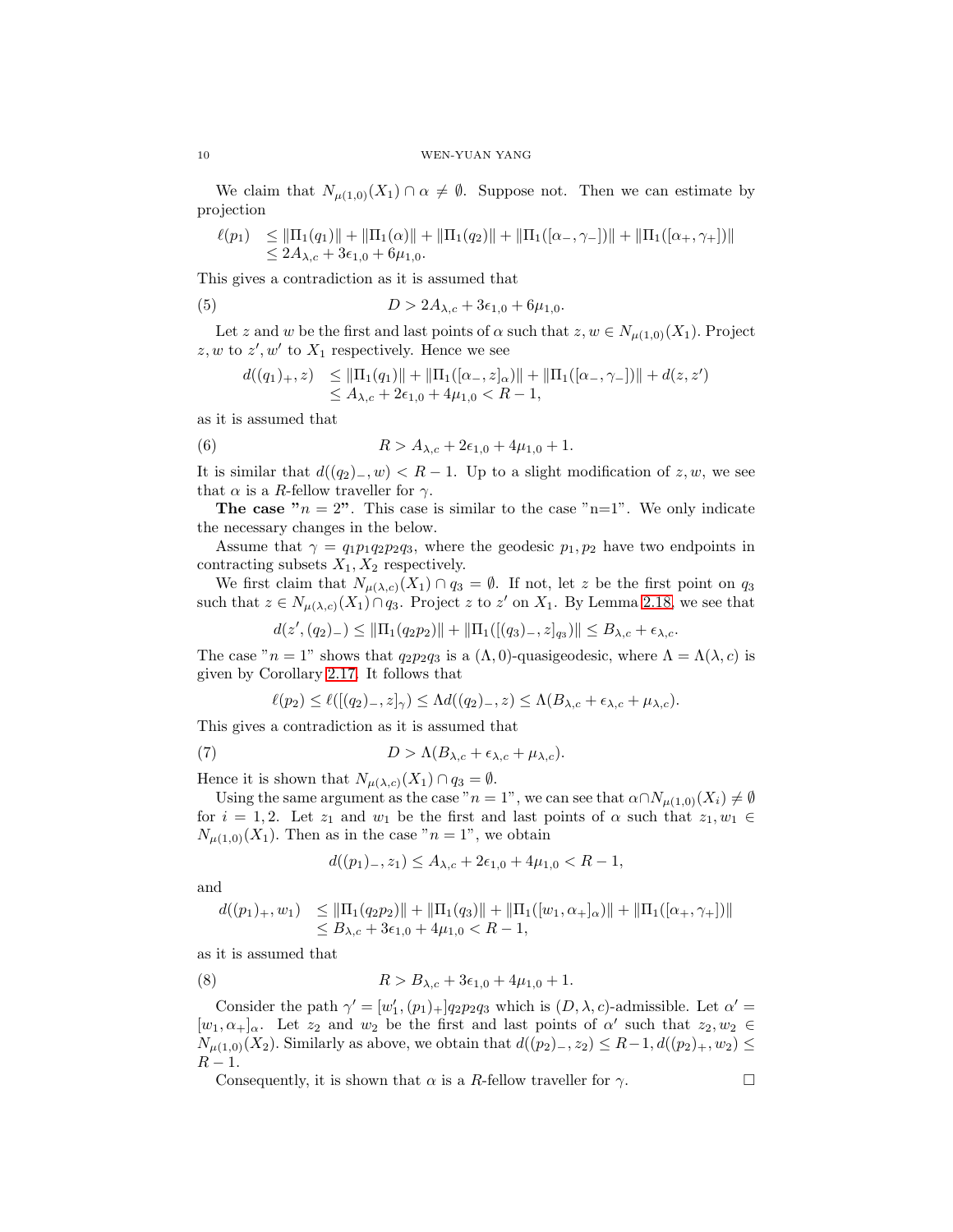We claim that $N_{\mu(1,0)}(X_1) \cap \alpha \neq \emptyset$. Suppose not. Then we can estimate by projection

$$
\begin{aligned}
\ell(p_1) &\leq \|\Pi_1(q_1)\| + \|\Pi_1(\alpha)\| + \|\Pi_1(q_2)\| + \|\Pi_1([\alpha_-, \gamma_-])\| + \|\Pi_1([\alpha_+, \gamma_+])\| \\
&\leq 2A_{\lambda,c} + 3\epsilon_{1,0} + 6\mu_{1,0}.
\end{aligned}
$$

This gives a contradiction as it is assumed that

$$
D > 2A_{\lambda,c} + 3\epsilon_{1,0} + 6\mu_{1,0}. \tag{5}
$$

Let $z$ and $w$ be the first and last points of $\alpha$ such that $z, w \in N_{\mu(1,0)}(X_1)$. Project $z, w$ to $z', w'$ to $X_1$ respectively. Hence we see

$$
\begin{aligned}
d((q_1)_+, z) &\leq \|\Pi_1(q_1)\| + \|\Pi_1([\alpha_-, z]_\alpha)\| + \|\Pi_1([\alpha_-, \gamma_-])\| + d(z, z') \\
&\leq A_{\lambda,c} + 2\epsilon_{1,0} + 4\mu_{1,0} < R - 1,
\end{aligned}
$$

as it is assumed that

$$
R > A_{\lambda,c} + 2\epsilon_{1,0} + 4\mu_{1,0} + 1. \tag{6}
$$

It is similar that $d((q_2)_-, w) < R - 1$. Up to a slight modification of $z, w$, we see that $\alpha$ is a $R$-fellow traveller for $\gamma$.

**The case "$n = 2$".** This case is similar to the case "n=1". We only indicate the necessary changes in the below.

Assume that $\gamma = q_1 p_1 q_2 p_2 q_3$, where the geodesic $p_1, p_2$ have two endpoints in contracting subsets $X_1, X_2$ respectively.

We first claim that $N_{\mu(\lambda,c)}(X_1) \cap q_3 = \emptyset$. If not, let $z$ be the first point on $q_3$ such that $z \in N_{\mu(\lambda,c)}(X_1) \cap q_3$. Project $z$ to $z'$ on $X_1$. By Lemma 2.18, we see that

$$
d(z', (q_2)_-) \leq \|\Pi_1(q_2 p_2)\| + \|\Pi_1([(q_3)_-, z]_{q_3})\| \leq B_{\lambda,c} + \epsilon_{\lambda,c}.
$$

The case "$n = 1$" shows that $q_2 p_2 q_3$ is a $(\Lambda, 0)$-quasigeodesic, where $\Lambda = \Lambda(\lambda, c)$ is given by Corollary 2.17. It follows that

$$
\ell(p_2) \leq \ell([(q_2)_-, z]_\gamma) \leq \Lambda d((q_2)_-, z) \leq \Lambda(B_{\lambda,c} + \epsilon_{\lambda,c} + \mu_{\lambda,c}).
$$

This gives a contradiction as it is assumed that

$$
D > \Lambda(B_{\lambda,c} + \epsilon_{\lambda,c} + \mu_{\lambda,c}). \tag{7}
$$

Hence it is shown that $N_{\mu(\lambda,c)}(X_1) \cap q_3 = \emptyset$.

Using the same argument as the case "$n = 1$", we can see that $\alpha \cap N_{\mu(1,0)}(X_i) \neq \emptyset$ for $i = 1, 2$. Let $z_1$ and $w_1$ be the first and last points of $\alpha$ such that $z_1, w_1 \in N_{\mu(1,0)}(X_1)$. Then as in the case "$n = 1$", we obtain

$$
d((p_1)_-, z_1) \leq A_{\lambda,c} + 2\epsilon_{1,0} + 4\mu_{1,0} < R - 1,
$$

and

$$
\begin{aligned}
d((p_1)_+, w_1) &\leq \|\Pi_1(q_2 p_2)\| + \|\Pi_1(q_3)\| + \|\Pi_1([w_1, \alpha_+]_\alpha)\| + \|\Pi_1([\alpha_+, \gamma_+])\| \\
&\leq B_{\lambda,c} + 3\epsilon_{1,0} + 4\mu_{1,0} < R - 1,
\end{aligned}
$$

as it is assumed that

$$
R > B_{\lambda,c} + 3\epsilon_{1,0} + 4\mu_{1,0} + 1. \tag{8}
$$

Consider the path $\gamma' = [w_1', (p_1)_+] q_2 p_2 q_3$ which is $(D, \lambda, c)$-admissible. Let $\alpha' = [w_1, \alpha_+]_\alpha$. Let $z_2$ and $w_2$ be the first and last points of $\alpha'$ such that $z_2, w_2 \in N_{\mu(1,0)}(X_2)$. Similarly as above, we obtain that $d((p_2)_-, z_2) \leq R-1, d((p_2)_+, w_2) \leq R - 1$.

Consequently, it is shown that $\alpha$ is a $R$-fellow traveller for $\gamma$. □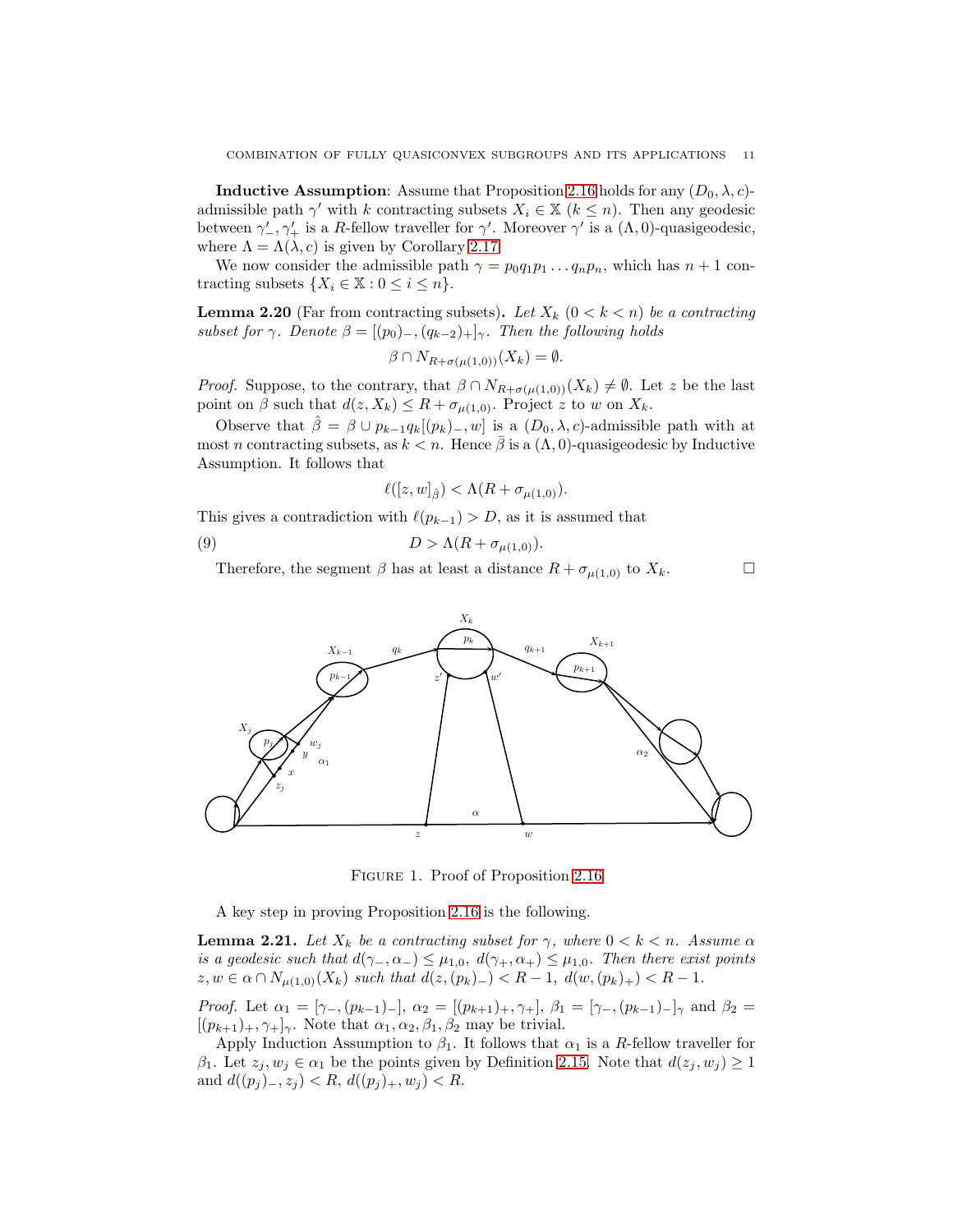**Inductive Assumption**: Assume that Proposition 2.16 holds for any $(D_0, \lambda, c)$-admissible path $\gamma'$ with $k$ contracting subsets $X_i \in \mathbb{X}$ $(k \leq n)$. Then any geodesic between $\gamma'_-, \gamma'_+$ is a $R$-fellow traveller for $\gamma'$. Moreover $\gamma'$ is a $(\Lambda, 0)$-quasigeodesic, where $\Lambda = \Lambda(\lambda, c)$ is given by Corollary 2.17.

We now consider the admissible path $\gamma = p_0 q_1 p_1 \dots q_n p_n$, which has $n+1$ contracting subsets $\{X_i \in \mathbb{X} : 0 \leq i \leq n\}$.

**Lemma 2.20** (Far from contracting subsets)**.** *Let $X_k$ $(0 < k < n)$ be a contracting subset for $\gamma$. Denote $\beta = [(p_0)_-, (q_{k-2})_+]_\gamma$. Then the following holds*

$$\beta \cap N_{R+\sigma(\mu(1,0))}(X_k) = \emptyset.$$

*Proof.* Suppose, to the contrary, that $\beta \cap N_{R+\sigma(\mu(1,0))}(X_k) \neq \emptyset$. Let $z$ be the last point on $\beta$ such that $d(z, X_k) \leq R + \sigma_{\mu(1,0)}$. Project $z$ to $w$ on $X_k$.

Observe that $\hat{\beta} = \beta \cup p_{k-1} q_k [(p_k)_-, w]$ is a $(D_0, \lambda, c)$-admissible path with at most $n$ contracting subsets, as $k < n$. Hence $\bar{\beta}$ is a $(\Lambda, 0)$-quasigeodesic by Inductive Assumption. It follows that

$$\ell([z, w]_{\hat{\beta}}) < \Lambda(R + \sigma_{\mu(1,0)}).$$

This gives a contradiction with $\ell(p_{k-1}) > D$, as it is assumed that

$$D > \Lambda(R + \sigma_{\mu(1,0)}). \tag{9}$$

Therefore, the segment $\beta$ has at least a distance $R + \sigma_{\mu(1,0)}$ to $X_k$. $\square$

FIGURE 1. Proof of Proposition 2.16

A key step in proving Proposition 2.16 is the following.

**Lemma 2.21.** *Let $X_k$ be a contracting subset for $\gamma$, where $0 < k < n$. Assume $\alpha$ is a geodesic such that $d(\gamma_-, \alpha_-) \leq \mu_{1,0}$, $d(\gamma_+, \alpha_+) \leq \mu_{1,0}$. Then there exist points $z, w \in \alpha \cap N_{\mu(1,0)}(X_k)$ such that $d(z, (p_k)_-) < R - 1$, $d(w, (p_k)_+) < R - 1$.*

*Proof.* Let $\alpha_1 = [\gamma_-, (p_{k-1})_-]$, $\alpha_2 = [(p_{k+1})_+, \gamma_+]$, $\beta_1 = [\gamma_-, (p_{k-1})_-]_\gamma$ and $\beta_2 = [(p_{k+1})_+, \gamma_+]_\gamma$. Note that $\alpha_1, \alpha_2, \beta_1, \beta_2$ may be trivial.

Apply Induction Assumption to $\beta_1$. It follows that $\alpha_1$ is a $R$-fellow traveller for $\beta_1$. Let $z_j, w_j \in \alpha_1$ be the points given by Definition 2.15. Note that $d(z_j, w_j) \geq 1$ and $d((p_j)_-, z_j) < R$, $d((p_j)_+, w_j) < R$.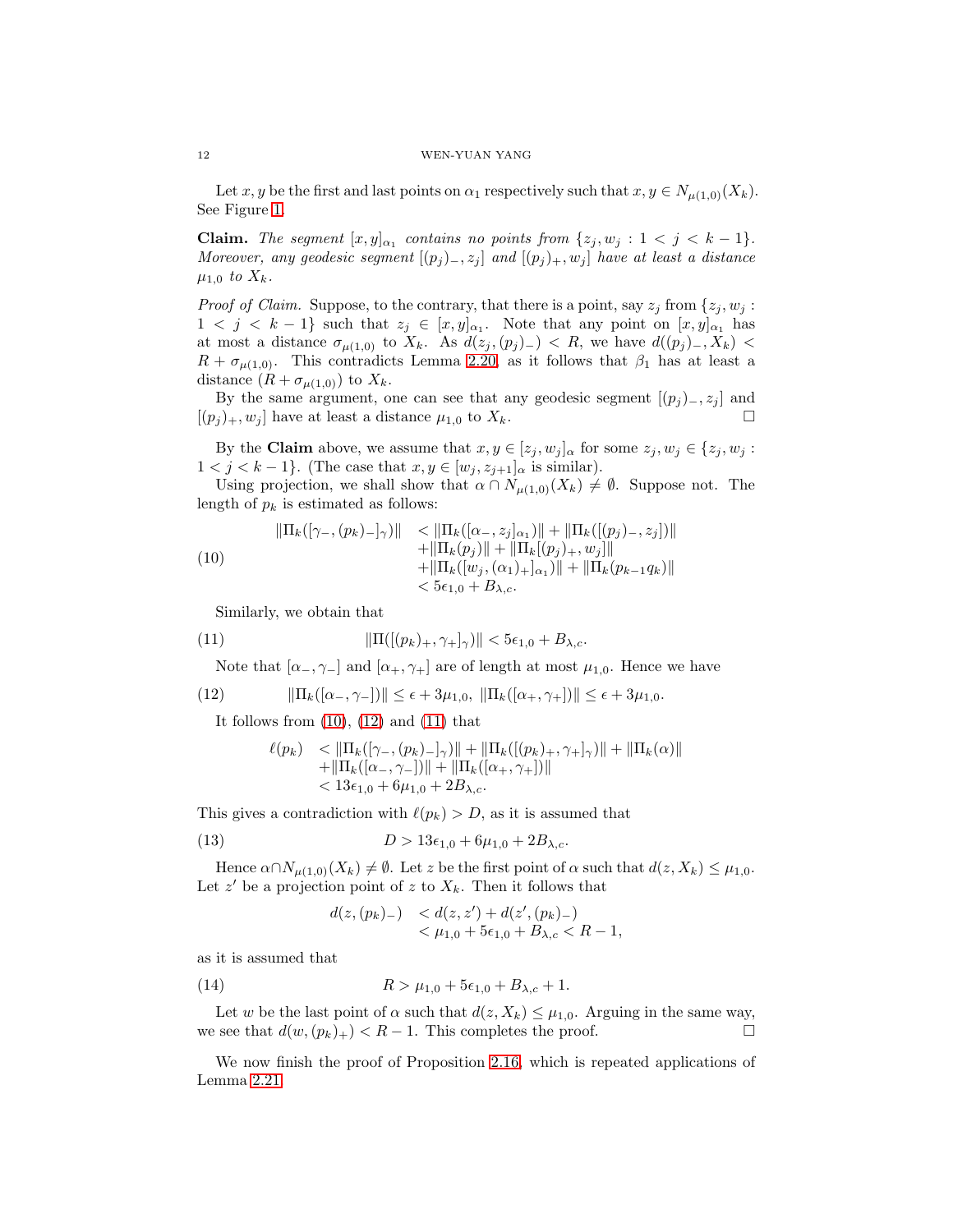Let $x, y$ be the first and last points on $\alpha_1$ respectively such that $x, y \in N_{\mu(1,0)}(X_k)$. See Figure 1.

**Claim.** *The segment $[x, y]_{\alpha_1}$ contains no points from $\{z_j, w_j : 1 < j < k-1\}$. Moreover, any geodesic segment $[(p_j)_-, z_j]$ and $[(p_j)_+, w_j]$ have at least a distance $\mu_{1,0}$ to $X_k$.*

*Proof of Claim.* Suppose, to the contrary, that there is a point, say $z_j$ from $\{z_j, w_j : 1 < j < k-1\}$ such that $z_j \in [x, y]_{\alpha_1}$. Note that any point on $[x, y]_{\alpha_1}$ has at most a distance $\sigma_{\mu(1,0)}$ to $X_k$. As $d(z_j, (p_j)_-) < R$, we have $d((p_j)_-, X_k) < R + \sigma_{\mu(1,0)}$. This contradicts Lemma 2.20, as it follows that $\beta_1$ has at least a distance $(R + \sigma_{\mu(1,0)})$ to $X_k$.

By the same argument, one can see that any geodesic segment $[(p_j)_-, z_j]$ and $[(p_j)_+, w_j]$ have at least a distance $\mu_{1,0}$ to $X_k$. $\square$

By the **Claim** above, we assume that $x, y \in [z_j, w_j]_\alpha$ for some $z_j, w_j \in \{z_j, w_j : 1 < j < k-1\}$. (The case that $x, y \in [w_j, z_{j+1}]_\alpha$ is similar).

Using projection, we shall show that $\alpha \cap N_{\mu(1,0)}(X_k) \neq \emptyset$. Suppose not. The length of $p_k$ is estimated as follows:

$$
\begin{array}{ll}
\|\Pi_k([\gamma_-, (p_k)_-]_\gamma)\| & < \|\Pi_k([\alpha_-, z_j]_{\alpha_1})\| + \|\Pi_k([(p_j)_-, z_j])\| \\
& + \|\Pi_k(p_j)\| + \|\Pi_k[(p_j)_+, w_j]\| \\
& + \|\Pi_k([w_j, (\alpha_1)_+]_{\alpha_1})\| + \|\Pi_k(p_{k-1}q_k)\| \\
& < 5\epsilon_{1,0} + B_{\lambda,c}.
\end{array} \tag{10}
$$

Similarly, we obtain that

$$
\|\Pi([(p_k)_+, \gamma_+]_\gamma)\| < 5\epsilon_{1,0} + B_{\lambda,c}. \tag{11}
$$

Note that $[\alpha_-, \gamma_-]$ and $[\alpha_+, \gamma_+]$ are of length at most $\mu_{1,0}$. Hence we have

$$
\|\Pi_k([\alpha_-, \gamma_-])\| \le \epsilon + 3\mu_{1,0}, \ \|\Pi_k([\alpha_+, \gamma_+])\| \le \epsilon + 3\mu_{1,0}. \tag{12}
$$

It follows from (10), (12) and (11) that

$$
\begin{array}{ll}
\ell(p_k) & < \|\Pi_k([\gamma_-, (p_k)_-]_\gamma)\| + \|\Pi_k([(p_k)_+, \gamma_+]_\gamma)\| + \|\Pi_k(\alpha)\| \\
& + \|\Pi_k([\alpha_-, \gamma_-])\| + \|\Pi_k([\alpha_+, \gamma_+])\| \\
& < 13\epsilon_{1,0} + 6\mu_{1,0} + 2B_{\lambda,c}.
\end{array}
$$

This gives a contradiction with $\ell(p_k) > D$, as it is assumed that

$$
D > 13\epsilon_{1,0} + 6\mu_{1,0} + 2B_{\lambda,c}. \tag{13}
$$

Hence $\alpha \cap N_{\mu(1,0)}(X_k) \neq \emptyset$. Let $z$ be the first point of $\alpha$ such that $d(z, X_k) \le \mu_{1,0}$. Let $z'$ be a projection point of $z$ to $X_k$. Then it follows that

$$
\begin{array}{ll}
d(z, (p_k)_-) & < d(z, z') + d(z', (p_k)_-) \\
& < \mu_{1,0} + 5\epsilon_{1,0} + B_{\lambda,c} < R - 1,
\end{array}
$$

as it is assumed that

$$
R > \mu_{1,0} + 5\epsilon_{1,0} + B_{\lambda,c} + 1. \tag{14}
$$

Let $w$ be the last point of $\alpha$ such that $d(z, X_k) \le \mu_{1,0}$. Arguing in the same way, we see that $d(w, (p_k)_+) < R - 1$. This completes the proof. $\square$

We now finish the proof of Proposition 2.16, which is repeated applications of Lemma 2.21.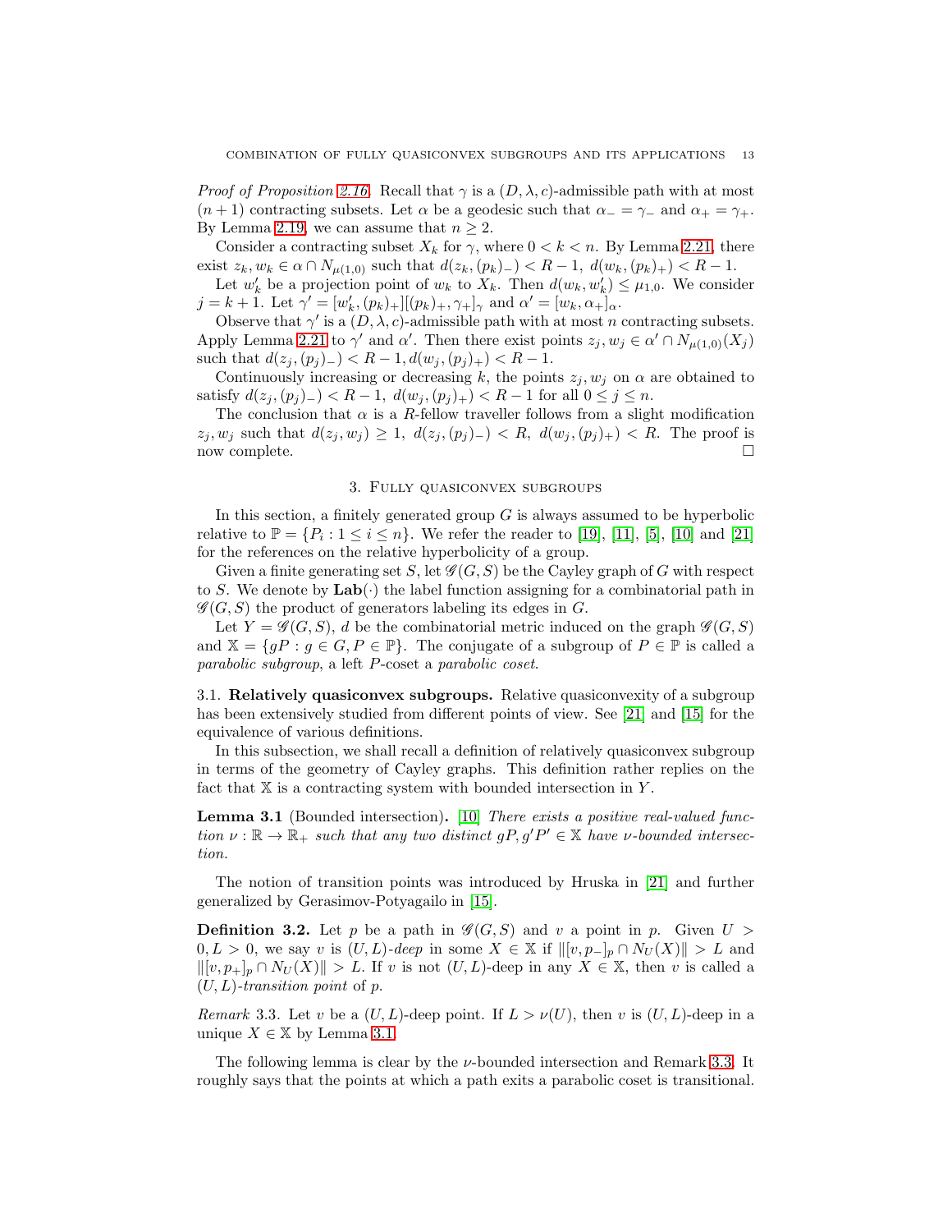*Proof of Proposition 2.16.* Recall that $\gamma$ is a $(D, \lambda, c)$-admissible path with at most $(n+1)$ contracting subsets. Let $\alpha$ be a geodesic such that $\alpha_- = \gamma_-$ and $\alpha_+ = \gamma_+$. By Lemma 2.19, we can assume that $n \geq 2$.

Consider a contracting subset $X_k$ for $\gamma$, where $0 < k < n$. By Lemma 2.21, there exist $z_k, w_k \in \alpha \cap N_{\mu(1,0)}$ such that $d(z_k, (p_k)_-) < R-1,\ d(w_k, (p_k)_+) < R-1$.

Let $w'_k$ be a projection point of $w_k$ to $X_k$. Then $d(w_k, w'_k) \leq \mu_{1,0}$. We consider $j = k+1$. Let $\gamma' = [w'_k, (p_k)_+][(p_k)_+, \gamma_+]_\gamma$ and $\alpha' = [w_k, \alpha_+]_\alpha$.

Observe that $\gamma'$ is a $(D, \lambda, c)$-admissible path with at most $n$ contracting subsets. Apply Lemma 2.21 to $\gamma'$ and $\alpha'$. Then there exist points $z_j, w_j \in \alpha' \cap N_{\mu(1,0)}(X_j)$ such that $d(z_j, (p_j)_-) < R-1, d(w_j, (p_j)_+) < R-1$.

Continuously increasing or decreasing $k$, the points $z_j, w_j$ on $\alpha$ are obtained to satisfy $d(z_j, (p_j)_-) < R-1,\ d(w_j, (p_j)_+) < R-1$ for all $0 \leq j \leq n$.

The conclusion that $\alpha$ is a $R$-fellow traveller follows from a slight modification $z_j, w_j$ such that $d(z_j, w_j) \geq 1,\ d(z_j, (p_j)_-) < R,\ d(w_j, (p_j)_+) < R$. The proof is now complete. $\square$

## 3. Fully quasiconvex subgroups

In this section, a finitely generated group $G$ is always assumed to be hyperbolic relative to $\mathbb{P} = \{P_i : 1 \leq i \leq n\}$. We refer the reader to [19], [11], [5], [10] and [21] for the references on the relative hyperbolicity of a group.

Given a finite generating set $S$, let $\mathscr{G}(G, S)$ be the Cayley graph of $G$ with respect to $S$. We denote by $\mathbf{Lab}(\cdot)$ the label function assigning for a combinatorial path in $\mathscr{G}(G, S)$ the product of generators labeling its edges in $G$.

Let $Y = \mathscr{G}(G, S)$, $d$ be the combinatorial metric induced on the graph $\mathscr{G}(G, S)$ and $\mathbb{X} = \{gP : g \in G, P \in \mathbb{P}\}$. The conjugate of a subgroup of $P \in \mathbb{P}$ is called a *parabolic subgroup*, a left $P$-coset a *parabolic coset*.

### 3.1. Relatively quasiconvex subgroups.

Relative quasiconvexity of a subgroup has been extensively studied from different points of view. See [21] and [15] for the equivalence of various definitions.

In this subsection, we shall recall a definition of relatively quasiconvex subgroup in terms of the geometry of Cayley graphs. This definition rather replies on the fact that $\mathbb{X}$ is a contracting system with bounded intersection in $Y$.

**Lemma 3.1** (Bounded intersection)**.** [10] *There exists a positive real-valued function $\nu : \mathbb{R} \to \mathbb{R}_+$ such that any two distinct $gP, g'P' \in \mathbb{X}$ have $\nu$-bounded intersection.*

The notion of transition points was introduced by Hruska in [21] and further generalized by Gerasimov-Potyagailo in [15].

**Definition 3.2.** Let $p$ be a path in $\mathscr{G}(G, S)$ and $v$ a point in $p$. Given $U > 0, L > 0$, we say $v$ is *$(U, L)$-deep* in some $X \in \mathbb{X}$ if $\|[v, p_-]_p \cap N_U(X)\| > L$ and $\|[v, p_+]_p \cap N_U(X)\| > L$. If $v$ is not $(U, L)$-deep in any $X \in \mathbb{X}$, then $v$ is called a *$(U, L)$-transition point* of $p$.

*Remark* 3.3. Let $v$ be a $(U, L)$-deep point. If $L > \nu(U)$, then $v$ is $(U, L)$-deep in a unique $X \in \mathbb{X}$ by Lemma 3.1.

The following lemma is clear by the $\nu$-bounded intersection and Remark 3.3. It roughly says that the points at which a path exits a parabolic coset is transitional.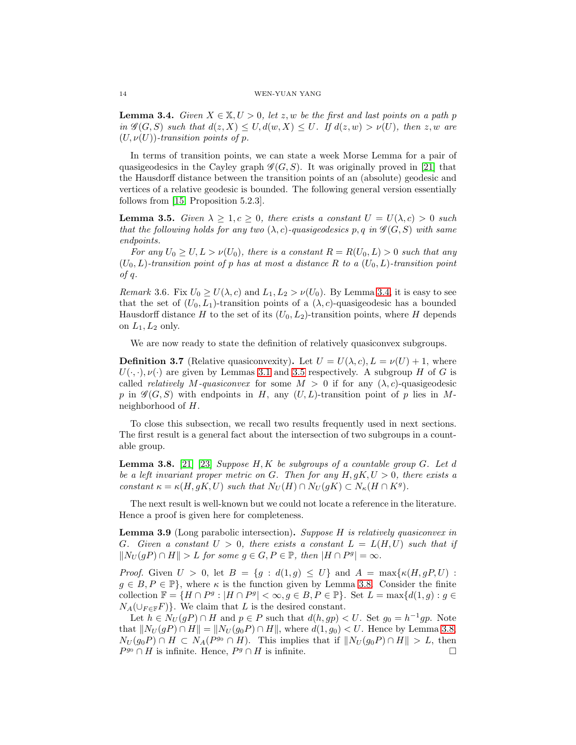**Lemma 3.4.** *Given $X \in \mathbb{X}, U > 0$, let $z, w$ be the first and last points on a path $p$ in $\mathscr{G}(G, S)$ such that $d(z, X) \leq U, d(w, X) \leq U$. If $d(z, w) > \nu(U)$, then $z, w$ are $(U, \nu(U))$-transition points of $p$.*

In terms of transition points, we can state a week Morse Lemma for a pair of quasigeodesics in the Cayley graph $\mathscr{G}(G, S)$. It was originally proved in [21] that the Hausdorff distance between the transition points of an (absolute) geodesic and vertices of a relative geodesic is bounded. The following general version essentially follows from [15, Proposition 5.2.3].

**Lemma 3.5.** *Given $\lambda \geq 1, c \geq 0$, there exists a constant $U = U(\lambda, c) > 0$ such that the following holds for any two $(\lambda, c)$-quasigeodesics $p, q$ in $\mathscr{G}(G, S)$ with same endpoints.*

*For any $U_0 \geq U, L > \nu(U_0)$, there is a constant $R = R(U_0, L) > 0$ such that any $(U_0, L)$-transition point of $p$ has at most a distance $R$ to a $(U_0, L)$-transition point of $q$.*

*Remark* 3.6. Fix $U_0 \geq U(\lambda, c)$ and $L_1, L_2 > \nu(U_0)$. By Lemma 3.4, it is easy to see that the set of $(U_0, L_1)$-transition points of a $(\lambda, c)$-quasigeodesic has a bounded Hausdorff distance $H$ to the set of its $(U_0, L_2)$-transition points, where $H$ depends on $L_1, L_2$ only.

We are now ready to state the definition of relatively quasiconvex subgroups.

**Definition 3.7** (Relative quasiconvexity)**.** Let $U = U(\lambda, c), L = \nu(U) + 1$, where $U(\cdot, \cdot), \nu(\cdot)$ are given by Lemmas 3.1 and 3.5 respectively. A subgroup $H$ of $G$ is called *relatively $M$-quasiconvex* for some $M > 0$ if for any $(\lambda, c)$-quasigeodesic $p$ in $\mathscr{G}(G, S)$ with endpoints in $H$, any $(U, L)$-transition point of $p$ lies in $M$-neighborhood of $H$.

To close this subsection, we recall two results frequently used in next sections. The first result is a general fact about the intersection of two subgroups in a countable group.

**Lemma 3.8.** [21] [23] *Suppose $H, K$ be subgroups of a countable group $G$. Let $d$ be a left invariant proper metric on $G$. Then for any $H, gK, U > 0$, there exists a constant $\kappa = \kappa(H, gK, U)$ such that $N_U(H) \cap N_U(gK) \subset N_\kappa(H \cap K^g)$.*

The next result is well-known but we could not locate a reference in the literature. Hence a proof is given here for completeness.

**Lemma 3.9** (Long parabolic intersection)**.** *Suppose $H$ is relatively quasiconvex in $G$. Given a constant $U > 0$, there exists a constant $L = L(H, U)$ such that if $\|N_U(gP) \cap H\| > L$ for some $g \in G, P \in \mathbb{P}$, then $|H \cap P^g| = \infty$.*

*Proof.* Given $U > 0$, let $B = \{g : d(1, g) \leq U\}$ and $A = \max\{\kappa(H, gP, U) : g \in B, P \in \mathbb{P}\}$, where $\kappa$ is the function given by Lemma 3.8. Consider the finite collection $\mathbb{F} = \{H \cap P^g : |H \cap P^g| < \infty, g \in B, P \in \mathbb{P}\}$. Set $L = \max\{d(1, g) : g \in N_A(\cup_{F \in \mathbb{F}} F)\}$. We claim that $L$ is the desired constant.

Let $h \in N_U(gP) \cap H$ and $p \in P$ such that $d(h, gp) < U$. Set $g_0 = h^{-1}gp$. Note that $\|N_U(gP) \cap H\| = \|N_U(g_0P) \cap H\|$, where $d(1, g_0) < U$. Hence by Lemma 3.8, $N_U(g_0P) \cap H \subset N_A(P^{g_0} \cap H)$. This implies that if $\|N_U(g_0P) \cap H\| > L$, then $P^{g_0} \cap H$ is infinite. Hence, $P^g \cap H$ is infinite. $\square$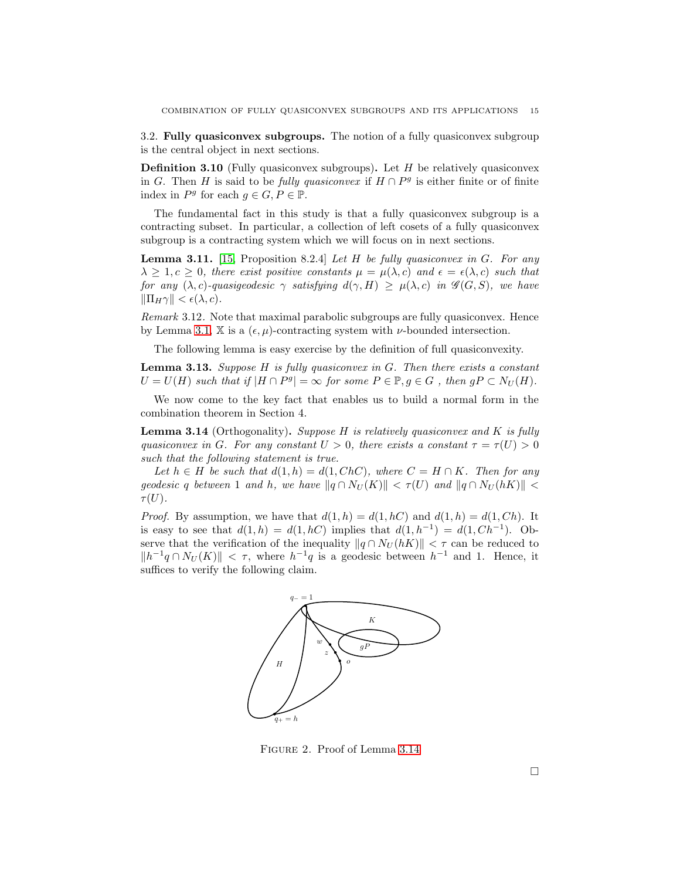3.2. **Fully quasiconvex subgroups.** The notion of a fully quasiconvex subgroup is the central object in next sections.

**Definition 3.10** (Fully quasiconvex subgroups)**.** Let $H$ be relatively quasiconvex in $G$. Then $H$ is said to be *fully quasiconvex* if $H \cap P^g$ is either finite or of finite index in $P^g$ for each $g \in G, P \in \mathbb{P}$.

The fundamental fact in this study is that a fully quasiconvex subgroup is a contracting subset. In particular, a collection of left cosets of a fully quasiconvex subgroup is a contracting system which we will focus on in next sections.

**Lemma 3.11.** [15, Proposition 8.2.4] *Let $H$ be fully quasiconvex in $G$. For any $\lambda \geq 1, c \geq 0$, there exist positive constants $\mu = \mu(\lambda, c)$ and $\epsilon = \epsilon(\lambda, c)$ such that for any $(\lambda, c)$-quasigeodesic $\gamma$ satisfying $d(\gamma, H) \geq \mu(\lambda, c)$ in $\mathscr{G}(G, S)$, we have $\|\Pi_H \gamma\| < \epsilon(\lambda, c)$.*

*Remark* 3.12. Note that maximal parabolic subgroups are fully quasiconvex. Hence by Lemma 3.1, $\mathbb{X}$ is a $(\epsilon, \mu)$-contracting system with $\nu$-bounded intersection.

The following lemma is easy exercise by the definition of full quasiconvexity.

**Lemma 3.13.** *Suppose $H$ is fully quasiconvex in $G$. Then there exists a constant $U = U(H)$ such that if $|H \cap P^g| = \infty$ for some $P \in \mathbb{P}, g \in G$ , then $gP \subset N_U(H)$.*

We now come to the key fact that enables us to build a normal form in the combination theorem in Section 4.

**Lemma 3.14** (Orthogonality)**.** *Suppose $H$ is relatively quasiconvex and $K$ is fully quasiconvex in $G$. For any constant $U > 0$, there exists a constant $\tau = \tau(U) > 0$ such that the following statement is true.*

*Let $h \in H$ be such that $d(1, h) = d(1, ChC)$, where $C = H \cap K$. Then for any geodesic $q$ between $1$ and $h$, we have $\|q \cap N_U(K)\| < \tau(U)$ and $\|q \cap N_U(hK)\| < \tau(U)$.*

*Proof.* By assumption, we have that $d(1, h) = d(1, hC)$ and $d(1, h) = d(1, Ch)$. It is easy to see that $d(1, h) = d(1, hC)$ implies that $d(1, h^{-1}) = d(1, Ch^{-1})$. Observe that the verification of the inequality $\|q \cap N_U(hK)\| < \tau$ can be reduced to $\|h^{-1}q \cap N_U(K)\| < \tau$, where $h^{-1}q$ is a geodesic between $h^{-1}$ and $1$. Hence, it suffices to verify the following claim.

FIGURE 2. Proof of Lemma 3.14

□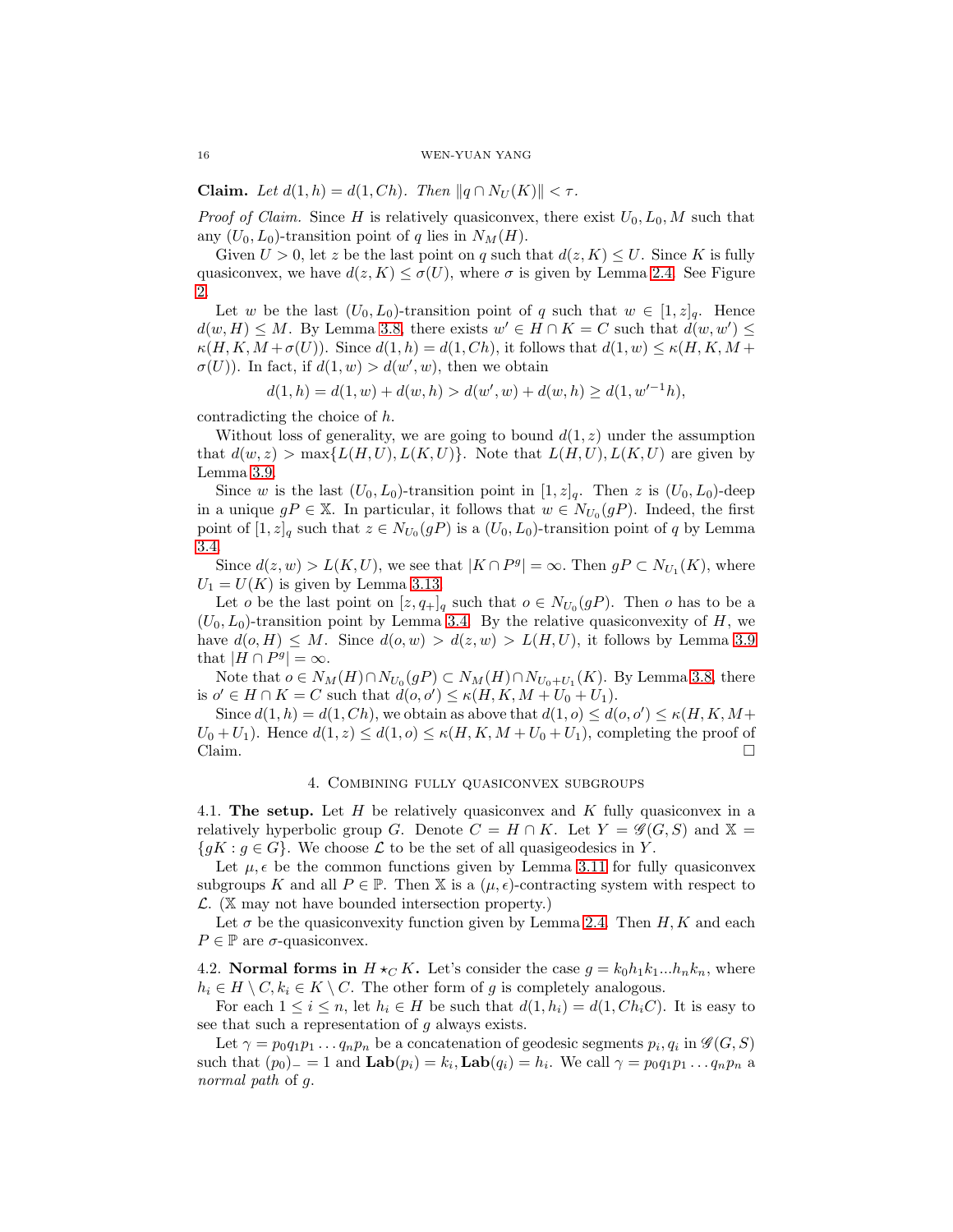**Claim.** *Let $d(1, h) = d(1, Ch)$. Then $\|q \cap N_U(K)\| < \tau$.*

*Proof of Claim.* Since $H$ is relatively quasiconvex, there exist $U_0, L_0, M$ such that any $(U_0, L_0)$-transition point of $q$ lies in $N_M(H)$.

Given $U > 0$, let $z$ be the last point on $q$ such that $d(z, K) \le U$. Since $K$ is fully quasiconvex, we have $d(z, K) \le \sigma(U)$, where $\sigma$ is given by Lemma 2.4. See Figure 2.

Let $w$ be the last $(U_0, L_0)$-transition point of $q$ such that $w \in [1, z]_q$. Hence $d(w, H) \le M$. By Lemma 3.8, there exists $w' \in H \cap K = C$ such that $d(w, w') \le \kappa(H, K, M + \sigma(U))$. Since $d(1, h) = d(1, Ch)$, it follows that $d(1, w) \le \kappa(H, K, M + \sigma(U))$. In fact, if $d(1, w) > d(w', w)$, then we obtain

$$d(1, h) = d(1, w) + d(w, h) > d(w', w) + d(w, h) \ge d(1, w'^{-1}h),$$

contradicting the choice of $h$.

Without loss of generality, we are going to bound $d(1, z)$ under the assumption that $d(w, z) > \max\{L(H, U), L(K, U)\}$. Note that $L(H, U), L(K, U)$ are given by Lemma 3.9.

Since $w$ is the last $(U_0, L_0)$-transition point in $[1, z]_q$. Then $z$ is $(U_0, L_0)$-deep in a unique $gP \in \mathbb{X}$. In particular, it follows that $w \in N_{U_0}(gP)$. Indeed, the first point of $[1, z]_q$ such that $z \in N_{U_0}(gP)$ is a $(U_0, L_0)$-transition point of $q$ by Lemma 3.4.

Since $d(z, w) > L(K, U)$, we see that $|K \cap P^g| = \infty$. Then $gP \subset N_{U_1}(K)$, where $U_1 = U(K)$ is given by Lemma 3.13.

Let $o$ be the last point on $[z, q_+]_q$ such that $o \in N_{U_0}(gP)$. Then $o$ has to be a $(U_0, L_0)$-transition point by Lemma 3.4. By the relative quasiconvexity of $H$, we have $d(o, H) \le M$. Since $d(o, w) > d(z, w) > L(H, U)$, it follows by Lemma 3.9 that $|H \cap P^g| = \infty$.

Note that $o \in N_M(H) \cap N_{U_0}(gP) \subset N_M(H) \cap N_{U_0+U_1}(K)$. By Lemma 3.8, there is $o' \in H \cap K = C$ such that $d(o, o') \le \kappa(H, K, M + U_0 + U_1)$.

Since $d(1, h) = d(1, Ch)$, we obtain as above that $d(1, o) \le d(o, o') \le \kappa(H, K, M + U_0 + U_1)$. Hence $d(1, z) \le d(1, o) \le \kappa(H, K, M + U_0 + U_1)$, completing the proof of Claim. □

## 4. Combining fully quasiconvex subgroups

4.1. **The setup.** Let $H$ be relatively quasiconvex and $K$ fully quasiconvex in a relatively hyperbolic group $G$. Denote $C = H \cap K$. Let $Y = \mathscr{G}(G, S)$ and $\mathbb{X} = \{gK : g \in G\}$. We choose $\mathcal{L}$ to be the set of all quasigeodesics in $Y$.

Let $\mu, \epsilon$ be the common functions given by Lemma 3.11 for fully quasiconvex subgroups $K$ and all $P \in \mathbb{P}$. Then $\mathbb{X}$ is a $(\mu, \epsilon)$-contracting system with respect to $\mathcal{L}$. ($\mathbb{X}$ may not have bounded intersection property.)

Let $\sigma$ be the quasiconvexity function given by Lemma 2.4. Then $H, K$ and each $P \in \mathbb{P}$ are $\sigma$-quasiconvex.

4.2. **Normal forms in $H \star_C K$.** Let's consider the case $g = k_0 h_1 k_1 ... h_n k_n$, where $h_i \in H \setminus C, k_i \in K \setminus C$. The other form of $g$ is completely analogous.

For each $1 \le i \le n$, let $h_i \in H$ be such that $d(1, h_i) = d(1, Ch_iC)$. It is easy to see that such a representation of $g$ always exists.

Let $\gamma = p_0 q_1 p_1 \dots q_n p_n$ be a concatenation of geodesic segments $p_i, q_i$ in $\mathscr{G}(G, S)$ such that $(p_0)_- = 1$ and $\mathbf{Lab}(p_i) = k_i, \mathbf{Lab}(q_i) = h_i$. We call $\gamma = p_0 q_1 p_1 \dots q_n p_n$ a *normal path* of $g$.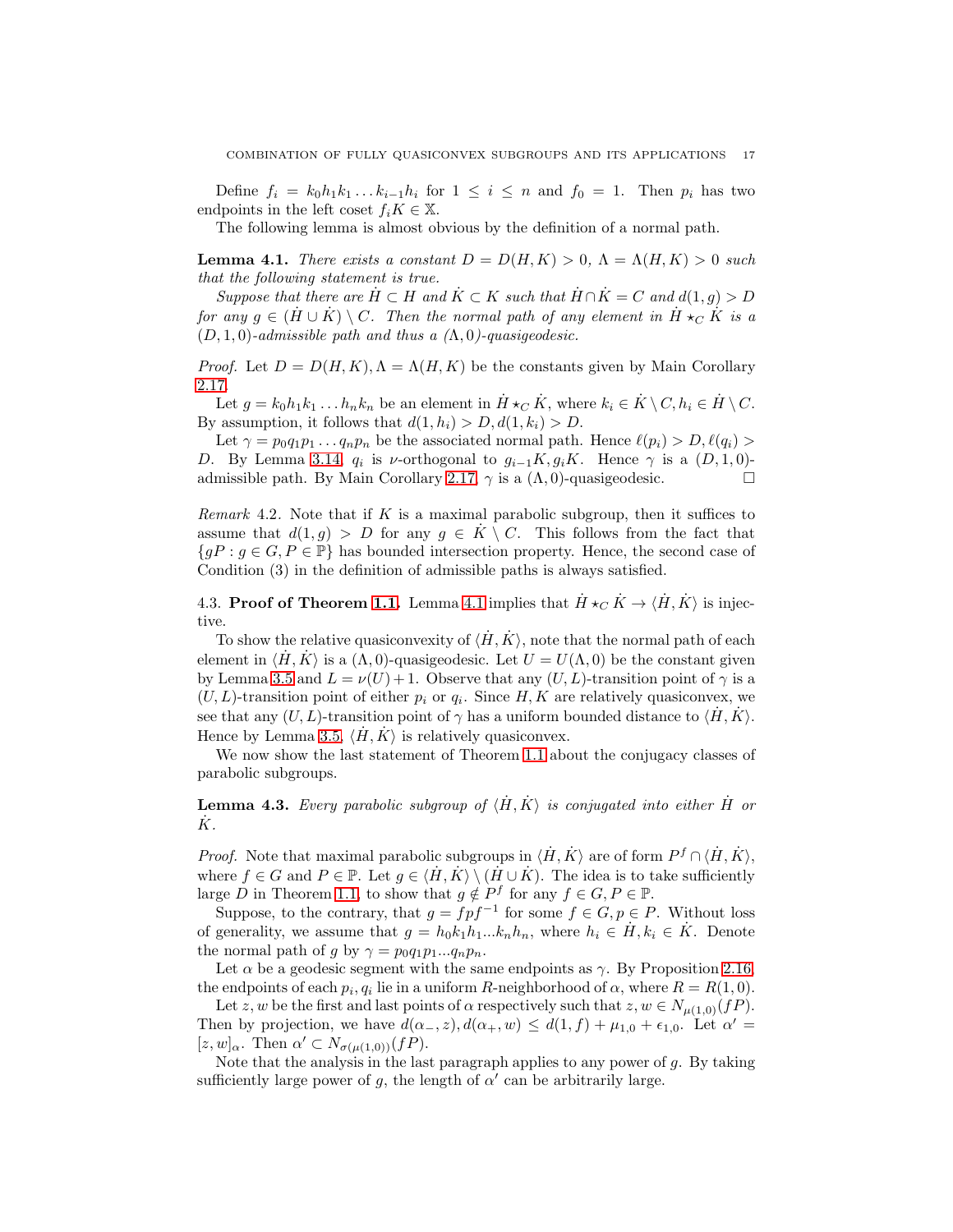Define $f_i = k_0 h_1 k_1 \ldots k_{i-1} h_i$ for $1 \leq i \leq n$ and $f_0 = 1$. Then $p_i$ has two endpoints in the left coset $f_i K \in \mathbb{X}$.

The following lemma is almost obvious by the definition of a normal path.

**Lemma 4.1.** *There exists a constant $D = D(H, K) > 0$, $\Lambda = \Lambda(H, K) > 0$ such that the following statement is true.*

*Suppose that there are $\dot{H} \subset H$ and $\dot{K} \subset K$ such that $\dot{H} \cap \dot{K} = C$ and $d(1, g) > D$ for any $g \in (\dot{H} \cup \dot{K}) \setminus C$. Then the normal path of any element in $\dot{H} \star_C \dot{K}$ is a $(D, 1, 0)$-admissible path and thus a $(\Lambda, 0)$-quasigeodesic.*

*Proof.* Let $D = D(H, K), \Lambda = \Lambda(H, K)$ be the constants given by Main Corollary 2.17.

Let $g = k_0 h_1 k_1 \ldots h_n k_n$ be an element in $\dot{H} \star_C \dot{K}$, where $k_i \in \dot{K} \setminus C, h_i \in \dot{H} \setminus C$. By assumption, it follows that $d(1, h_i) > D, d(1, k_i) > D$.

Let $\gamma = p_0 q_1 p_1 \ldots q_n p_n$ be the associated normal path. Hence $\ell(p_i) > D, \ell(q_i) > D$. By Lemma 3.14, $q_i$ is $\nu$-orthogonal to $g_{i-1}K, g_i K$. Hence $\gamma$ is a $(D, 1, 0)$-admissible path. By Main Corollary 2.17, $\gamma$ is a $(\Lambda, 0)$-quasigeodesic. $\square$

*Remark* 4.2. Note that if $K$ is a maximal parabolic subgroup, then it suffices to assume that $d(1, g) > D$ for any $g \in \dot{K} \setminus C$. This follows from the fact that $\{gP : g \in G, P \in \mathbb{P}\}$ has bounded intersection property. Hence, the second case of Condition (3) in the definition of admissible paths is always satisfied.

4.3. **Proof of Theorem 1.1.** Lemma 4.1 implies that $\dot{H} \star_C \dot{K} \to \langle \dot{H}, \dot{K} \rangle$ is injective.

To show the relative quasiconvexity of $\langle \dot{H}, \dot{K} \rangle$, note that the normal path of each element in $\langle \dot{H}, \dot{K} \rangle$ is a $(\Lambda, 0)$-quasigeodesic. Let $U = U(\Lambda, 0)$ be the constant given by Lemma 3.5 and $L = \nu(U) + 1$. Observe that any $(U, L)$-transition point of $\gamma$ is a $(U, L)$-transition point of either $p_i$ or $q_i$. Since $H, K$ are relatively quasiconvex, we see that any $(U, L)$-transition point of $\gamma$ has a uniform bounded distance to $\langle \dot{H}, \dot{K} \rangle$. Hence by Lemma 3.5, $\langle \dot{H}, \dot{K} \rangle$ is relatively quasiconvex.

We now show the last statement of Theorem 1.1 about the conjugacy classes of parabolic subgroups.

**Lemma 4.3.** *Every parabolic subgroup of $\langle \dot{H}, \dot{K} \rangle$ is conjugated into either $\dot{H}$ or $\dot{K}$.*

*Proof.* Note that maximal parabolic subgroups in $\langle \dot{H}, \dot{K} \rangle$ are of form $P^f \cap \langle \dot{H}, \dot{K} \rangle$, where $f \in G$ and $P \in \mathbb{P}$. Let $g \in \langle \dot{H}, \dot{K} \rangle \setminus (\dot{H} \cup \dot{K})$. The idea is to take sufficiently large $D$ in Theorem 1.1, to show that $g \notin P^f$ for any $f \in G, P \in \mathbb{P}$.

Suppose, to the contrary, that $g = fpf^{-1}$ for some $f \in G, p \in P$. Without loss of generality, we assume that $g = h_0 k_1 h_1 \ldots k_n h_n$, where $h_i \in \dot{H}, k_i \in \dot{K}$. Denote the normal path of $g$ by $\gamma = p_0 q_1 p_1 \ldots q_n p_n$.

Let $\alpha$ be a geodesic segment with the same endpoints as $\gamma$. By Proposition 2.16, the endpoints of each $p_i, q_i$ lie in a uniform $R$-neighborhood of $\alpha$, where $R = R(1, 0)$.

Let $z, w$ be the first and last points of $\alpha$ respectively such that $z, w \in N_{\mu(1,0)}(fP)$. Then by projection, we have $d(\alpha_-, z), d(\alpha_+, w) \leq d(1, f) + \mu_{1,0} + \epsilon_{1,0}$. Let $\alpha' = [z, w]_\alpha$. Then $\alpha' \subset N_{\sigma(\mu(1,0))}(fP)$.

Note that the analysis in the last paragraph applies to any power of $g$. By taking sufficiently large power of $g$, the length of $\alpha'$ can be arbitrarily large.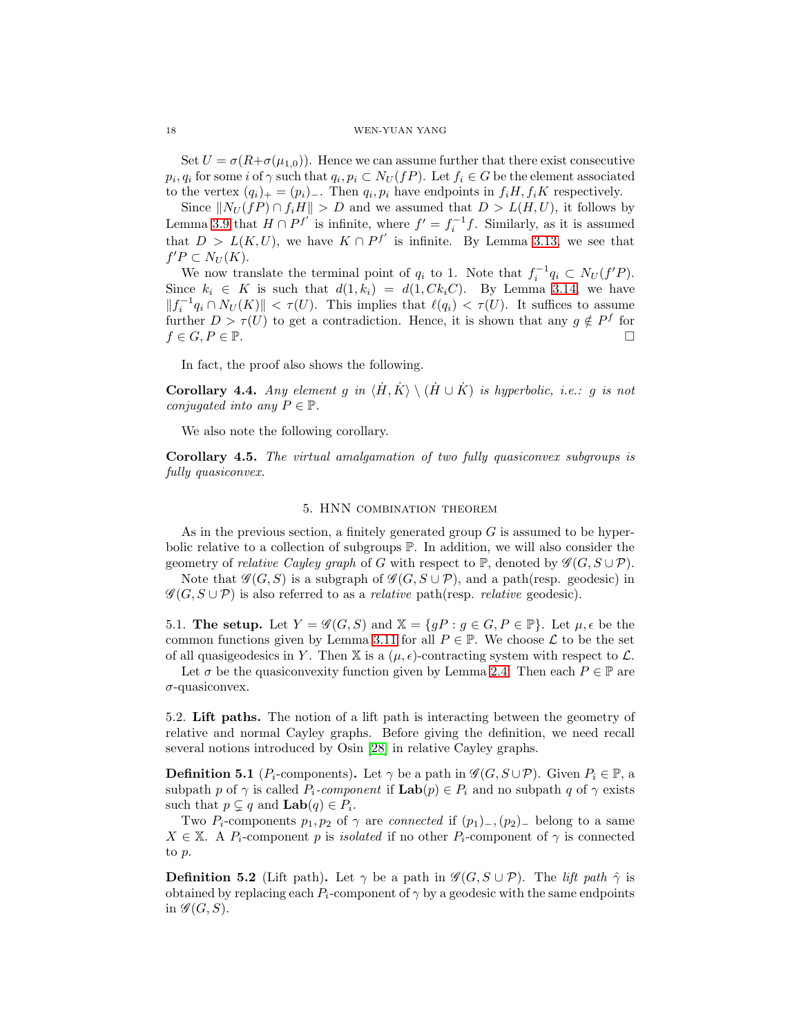Set $U = \sigma(R + \sigma(\mu_{1,0}))$. Hence we can assume further that there exist consecutive $p_i, q_i$ for some $i$ of $\gamma$ such that $q_i, p_i \subset N_U(fP)$. Let $f_i \in G$ be the element associated to the vertex $(q_i)_+ = (p_i)_-$. Then $q_i, p_i$ have endpoints in $f_iH, f_iK$ respectively.

Since $\|N_U(fP) \cap f_iH\| > D$ and we assumed that $D > L(H, U)$, it follows by Lemma 3.9 that $H \cap P^{f'}$ is infinite, where $f' = f_i^{-1}f$. Similarly, as it is assumed that $D > L(K, U)$, we have $K \cap P^{f'}$ is infinite. By Lemma 3.13, we see that $f'P \subset N_U(K)$.

We now translate the terminal point of $q_i$ to 1. Note that $f_i^{-1}q_i \subset N_U(f'P)$. Since $k_i \in K$ is such that $d(1, k_i) = d(1, Ck_iC)$. By Lemma 3.14, we have $\|f_i^{-1}q_i \cap N_U(K)\| < \tau(U)$. This implies that $\ell(q_i) < \tau(U)$. It suffices to assume further $D > \tau(U)$ to get a contradiction. Hence, it is shown that any $g \notin P^f$ for $f \in G, P \in \mathbb{P}$. $\square$

In fact, the proof also shows the following.

**Corollary 4.4.** *Any element $g$ in $\langle \dot{H}, \dot{K} \rangle \setminus (\dot{H} \cup \dot{K})$ is hyperbolic, i.e.: $g$ is not conjugated into any $P \in \mathbb{P}$.*

We also note the following corollary.

**Corollary 4.5.** *The virtual amalgamation of two fully quasiconvex subgroups is fully quasiconvex.*

## 5. HNN combination theorem

As in the previous section, a finitely generated group $G$ is assumed to be hyperbolic relative to a collection of subgroups $\mathbb{P}$. In addition, we will also consider the geometry of *relative Cayley graph* of $G$ with respect to $\mathbb{P}$, denoted by $\mathscr{G}(G, S \cup \mathcal{P})$.

Note that $\mathscr{G}(G, S)$ is a subgraph of $\mathscr{G}(G, S \cup \mathcal{P})$, and a path(resp. geodesic) in $\mathscr{G}(G, S \cup \mathcal{P})$ is also referred to as a *relative* path(resp. *relative* geodesic).

5.1. **The setup.** Let $Y = \mathscr{G}(G, S)$ and $\mathbb{X} = \{gP : g \in G, P \in \mathbb{P}\}$. Let $\mu, \epsilon$ be the common functions given by Lemma 3.11 for all $P \in \mathbb{P}$. We choose $\mathcal{L}$ to be the set of all quasigeodesics in $Y$. Then $\mathbb{X}$ is a $(\mu, \epsilon)$-contracting system with respect to $\mathcal{L}$.

Let $\sigma$ be the quasiconvexity function given by Lemma 2.4. Then each $P \in \mathbb{P}$ are $\sigma$-quasiconvex.

5.2. **Lift paths.** The notion of a lift path is interacting between the geometry of relative and normal Cayley graphs. Before giving the definition, we need recall several notions introduced by Osin [28] in relative Cayley graphs.

**Definition 5.1** ($P_i$-components)**.** Let $\gamma$ be a path in $\mathscr{G}(G, S \cup \mathcal{P})$. Given $P_i \in \mathbb{P}$, a subpath $p$ of $\gamma$ is called $P_i$*-component* if $\mathbf{Lab}(p) \in P_i$ and no subpath $q$ of $\gamma$ exists such that $p \subsetneq q$ and $\mathbf{Lab}(q) \in P_i$.

Two $P_i$-components $p_1, p_2$ of $\gamma$ are *connected* if $(p_1)_-, (p_2)_-$ belong to a same $X \in \mathbb{X}$. A $P_i$-component $p$ is *isolated* if no other $P_i$-component of $\gamma$ is connected to $p$.

**Definition 5.2** (Lift path)**.** Let $\gamma$ be a path in $\mathscr{G}(G, S \cup \mathcal{P})$. The *lift path* $\hat{\gamma}$ is obtained by replacing each $P_i$-component of $\gamma$ by a geodesic with the same endpoints in $\mathscr{G}(G, S)$.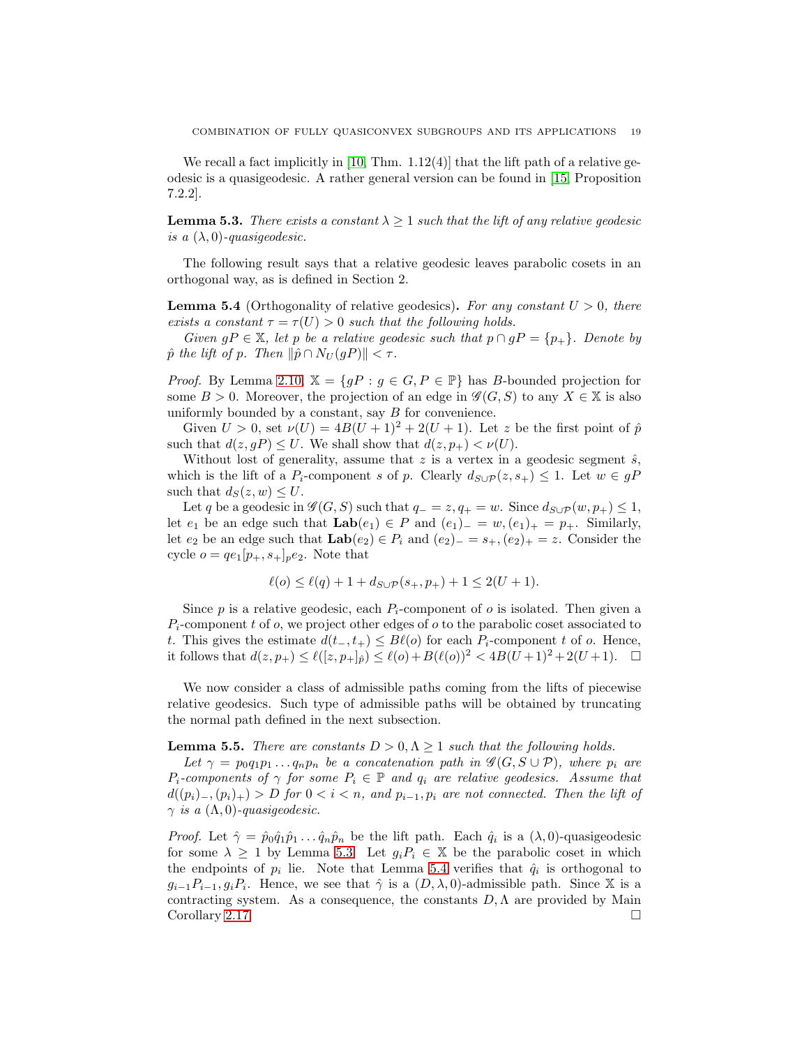We recall a fact implicitly in [10, Thm. 1.12(4)] that the lift path of a relative geodesic is a quasigeodesic. A rather general version can be found in [15, Proposition 7.2.2].

**Lemma 5.3.** *There exists a constant $\lambda \geq 1$ such that the lift of any relative geodesic is a $(\lambda, 0)$-quasigeodesic.*

The following result says that a relative geodesic leaves parabolic cosets in an orthogonal way, as is defined in Section 2.

**Lemma 5.4** (Orthogonality of relative geodesics)**.** *For any constant $U > 0$, there exists a constant $\tau = \tau(U) > 0$ such that the following holds.*

*Given $gP \in \mathbb{X}$, let $p$ be a relative geodesic such that $p \cap gP = \{p_+\}$. Denote by $\hat{p}$ the lift of $p$. Then $\|\hat{p} \cap N_U(gP)\| < \tau$.*

*Proof.* By Lemma 2.10, $\mathbb{X} = \{gP : g \in G, P \in \mathbb{P}\}$ has $B$-bounded projection for some $B > 0$. Moreover, the projection of an edge in $\mathscr{G}(G, S)$ to any $X \in \mathbb{X}$ is also uniformly bounded by a constant, say $B$ for convenience.

Given $U > 0$, set $\nu(U) = 4B(U+1)^2 + 2(U+1)$. Let $z$ be the first point of $\hat{p}$ such that $d(z, gP) \leq U$. We shall show that $d(z, p_+) < \nu(U)$.

Without lost of generality, assume that $z$ is a vertex in a geodesic segment $\hat{s}$, which is the lift of a $P_i$-component $s$ of $p$. Clearly $d_{S \cup \mathcal{P}}(z, s_+) \leq 1$. Let $w \in gP$ such that $d_S(z, w) \leq U$.

Let $q$ be a geodesic in $\mathscr{G}(G, S)$ such that $q_- = z, q_+ = w$. Since $d_{S \cup \mathcal{P}}(w, p_+) \leq 1$, let $e_1$ be an edge such that $\mathbf{Lab}(e_1) \in P$ and $(e_1)_- = w, (e_1)_+ = p_+$. Similarly, let $e_2$ be an edge such that $\mathbf{Lab}(e_2) \in P_i$ and $(e_2)_- = s_+, (e_2)_+ = z$. Consider the cycle $o = q e_1 [p_+, s_+]_p e_2$. Note that

$$\ell(o) \leq \ell(q) + 1 + d_{S \cup \mathcal{P}}(s_+, p_+) + 1 \leq 2(U+1).$$

Since $p$ is a relative geodesic, each $P_i$-component of $o$ is isolated. Then given a $P_i$-component $t$ of $o$, we project other edges of $o$ to the parabolic coset associated to $t$. This gives the estimate $d(t_-, t_+) \leq B\ell(o)$ for each $P_i$-component $t$ of $o$. Hence, it follows that $d(z, p_+) \leq \ell([z, p_+]_{\hat{p}}) \leq \ell(o) + B(\ell(o))^2 < 4B(U+1)^2 + 2(U+1)$. $\square$

We now consider a class of admissible paths coming from the lifts of piecewise relative geodesics. Such type of admissible paths will be obtained by truncating the normal path defined in the next subsection.

**Lemma 5.5.** *There are constants $D > 0, \Lambda \geq 1$ such that the following holds.*

*Let $\gamma = p_0 q_1 p_1 \ldots q_n p_n$ be a concatenation path in $\mathscr{G}(G, S \cup \mathcal{P})$, where $p_i$ are $P_i$-components of $\gamma$ for some $P_i \in \mathbb{P}$ and $q_i$ are relative geodesics. Assume that $d((p_i)_-, (p_i)_+) > D$ for $0 < i < n$, and $p_{i-1}, p_i$ are not connected. Then the lift of $\gamma$ is a $(\Lambda, 0)$-quasigeodesic.*

*Proof.* Let $\hat{\gamma} = \hat{p}_0 \hat{q}_1 \hat{p}_1 \ldots \hat{q}_n \hat{p}_n$ be the lift path. Each $\hat{q}_i$ is a $(\lambda, 0)$-quasigeodesic for some $\lambda \geq 1$ by Lemma 5.3. Let $g_i P_i \in \mathbb{X}$ be the parabolic coset in which the endpoints of $p_i$ lie. Note that Lemma 5.4 verifies that $\hat{q}_i$ is orthogonal to $g_{i-1}P_{i-1}, g_i P_i$. Hence, we see that $\hat{\gamma}$ is a $(D, \lambda, 0)$-admissible path. Since $\mathbb{X}$ is a contracting system. As a consequence, the constants $D, \Lambda$ are provided by Main Corollary 2.17. $\square$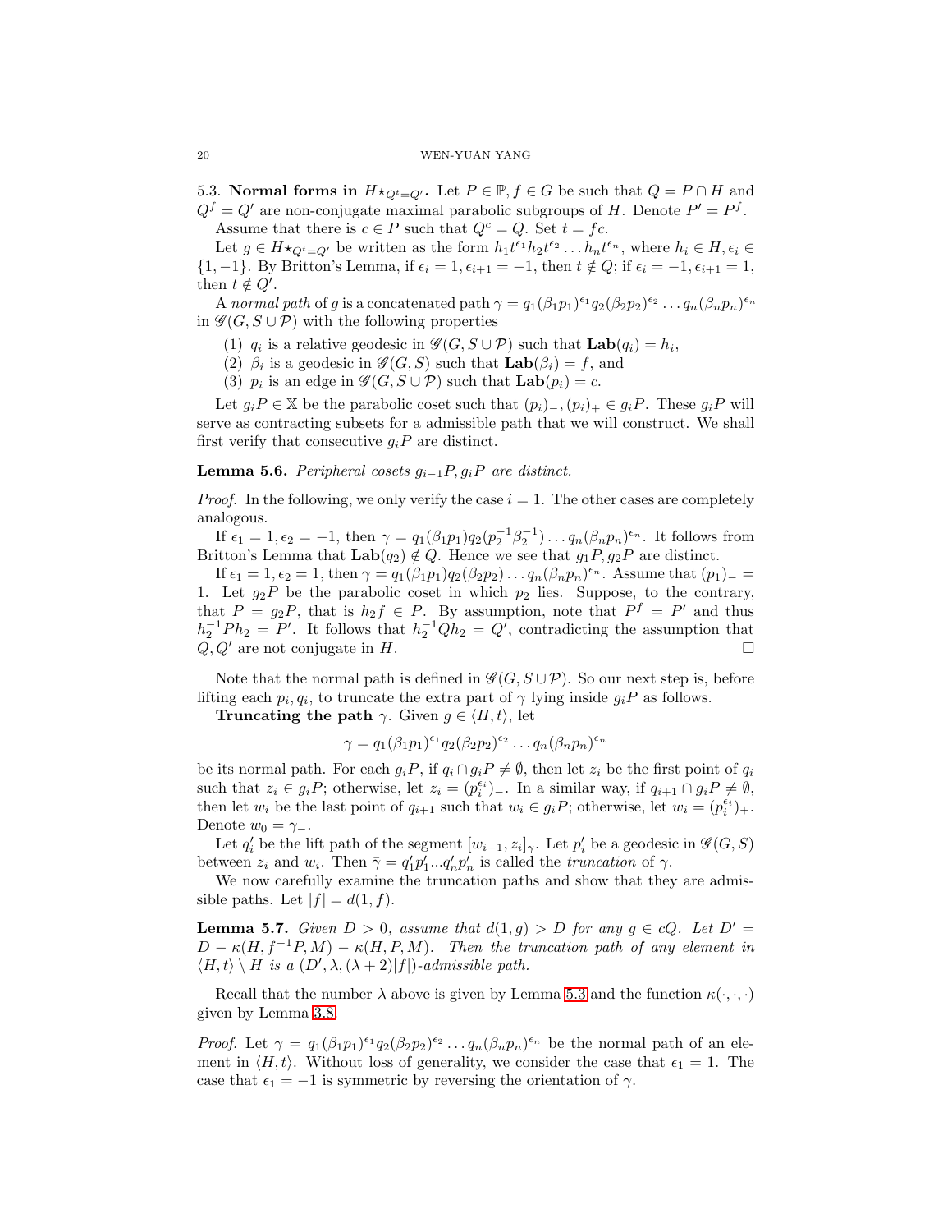### 5.3. Normal forms in $H\star_{Q^t=Q'}$.

Let $P \in \mathbb{P}, f \in G$ be such that $Q = P \cap H$ and $Q^f = Q'$ are non-conjugate maximal parabolic subgroups of $H$. Denote $P' = P^f$.

Assume that there is $c \in P$ such that $Q^c = Q$. Set $t = fc$.

Let $g \in H\star_{Q^t=Q'}$ be written as the form $h_1 t^{\epsilon_1} h_2 t^{\epsilon_2} \dots h_n t^{\epsilon_n}$, where $h_i \in H, \epsilon_i \in \{1, -1\}$. By Britton's Lemma, if $\epsilon_i = 1, \epsilon_{i+1} = -1$, then $t \notin Q$; if $\epsilon_i = -1, \epsilon_{i+1} = 1$, then $t \notin Q'$.

A *normal path* of $g$ is a concatenated path $\gamma = q_1(\beta_1 p_1)^{\epsilon_1} q_2(\beta_2 p_2)^{\epsilon_2} \dots q_n(\beta_n p_n)^{\epsilon_n}$ in $\mathscr{G}(G, S \cup \mathcal{P})$ with the following properties

1. $q_i$ is a relative geodesic in $\mathscr{G}(G, S \cup \mathcal{P})$ such that $\mathbf{Lab}(q_i) = h_i$,
2. $\beta_i$ is a geodesic in $\mathscr{G}(G, S)$ such that $\mathbf{Lab}(\beta_i) = f$, and
3. $p_i$ is an edge in $\mathscr{G}(G, S \cup \mathcal{P})$ such that $\mathbf{Lab}(p_i) = c$.

Let $g_i P \in \mathbb{X}$ be the parabolic coset such that $(p_i)_-, (p_i)_+ \in g_i P$. These $g_i P$ will serve as contracting subsets for a admissible path that we will construct. We shall first verify that consecutive $g_i P$ are distinct.

**Lemma 5.6.** *Peripheral cosets $g_{i-1}P, g_i P$ are distinct.*

*Proof.* In the following, we only verify the case $i = 1$. The other cases are completely analogous.

If $\epsilon_1 = 1, \epsilon_2 = -1$, then $\gamma = q_1(\beta_1 p_1) q_2(p_2^{-1}\beta_2^{-1}) \dots q_n(\beta_n p_n)^{\epsilon_n}$. It follows from Britton's Lemma that $\mathbf{Lab}(q_2) \notin Q$. Hence we see that $g_1 P, g_2 P$ are distinct.

If $\epsilon_1 = 1, \epsilon_2 = 1$, then $\gamma = q_1(\beta_1 p_1) q_2(\beta_2 p_2) \dots q_n(\beta_n p_n)^{\epsilon_n}$. Assume that $(p_1)_- = 1$. Let $g_2 P$ be the parabolic coset in which $p_2$ lies. Suppose, to the contrary, that $P = g_2 P$, that is $h_2 f \in P$. By assumption, note that $P^f = P'$ and thus $h_2^{-1} P h_2 = P'$. It follows that $h_2^{-1} Q h_2 = Q'$, contradicting the assumption that $Q, Q'$ are not conjugate in $H$. □

Note that the normal path is defined in $\mathscr{G}(G, S \cup \mathcal{P})$. So our next step is, before lifting each $p_i, q_i$, to truncate the extra part of $\gamma$ lying inside $g_i P$ as follows.

**Truncating the path** $\gamma$. Given $g \in \langle H, t \rangle$, let

$$\gamma = q_1(\beta_1 p_1)^{\epsilon_1} q_2(\beta_2 p_2)^{\epsilon_2} \dots q_n(\beta_n p_n)^{\epsilon_n}$$

be its normal path. For each $g_i P$, if $q_i \cap g_i P \neq \emptyset$, then let $z_i$ be the first point of $q_i$ such that $z_i \in g_i P$; otherwise, let $z_i = (p_i^{\epsilon_i})_-$. In a similar way, if $q_{i+1} \cap g_i P \neq \emptyset$, then let $w_i$ be the last point of $q_{i+1}$ such that $w_i \in g_i P$; otherwise, let $w_i = (p_i^{\epsilon_i})_+$. Denote $w_0 = \gamma_-$.

Let $q_i'$ be the lift path of the segment $[w_{i-1}, z_i]_\gamma$. Let $p_i'$ be a geodesic in $\mathscr{G}(G, S)$ between $z_i$ and $w_i$. Then $\bar{\gamma} = q_1' p_1' \dots q_n' p_n'$ is called the *truncation* of $\gamma$.

We now carefully examine the truncation paths and show that they are admissible paths. Let $|f| = d(1, f)$.

**Lemma 5.7.** *Given $D > 0$, assume that $d(1, g) > D$ for any $g \in cQ$. Let $D' = D - \kappa(H, f^{-1}P, M) - \kappa(H, P, M)$. Then the truncation path of any element in $\langle H, t \rangle \setminus H$ is a $(D', \lambda, (\lambda + 2)|f|)$-admissible path.*

Recall that the number $\lambda$ above is given by Lemma 5.3 and the function $\kappa(\cdot, \cdot, \cdot)$ given by Lemma 3.8.

*Proof.* Let $\gamma = q_1(\beta_1 p_1)^{\epsilon_1} q_2(\beta_2 p_2)^{\epsilon_2} \dots q_n(\beta_n p_n)^{\epsilon_n}$ be the normal path of an element in $\langle H, t \rangle$. Without loss of generality, we consider the case that $\epsilon_1 = 1$. The case that $\epsilon_1 = -1$ is symmetric by reversing the orientation of $\gamma$.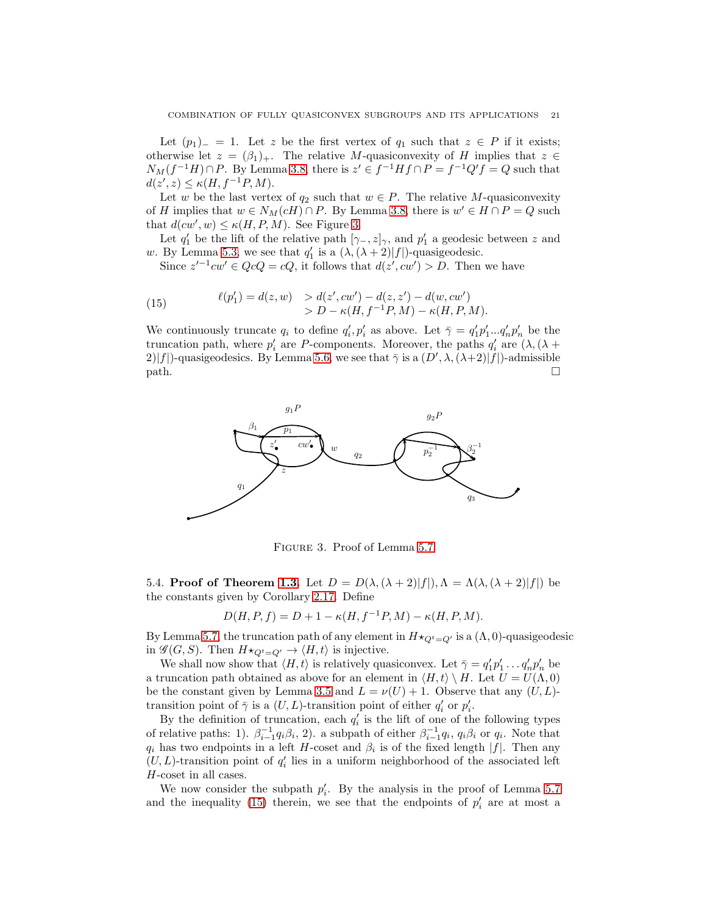Let $(p_1)_- = 1$. Let $z$ be the first vertex of $q_1$ such that $z \in P$ if it exists; otherwise let $z = (\beta_1)_+$. The relative $M$-quasiconvexity of $H$ implies that $z \in N_M(f^{-1}H) \cap P$. By Lemma 3.8, there is $z' \in f^{-1}Hf \cap P = f^{-1}Q'f = Q$ such that $d(z', z) \leq \kappa(H, f^{-1}P, M)$.

Let $w$ be the last vertex of $q_2$ such that $w \in P$. The relative $M$-quasiconvexity of $H$ implies that $w \in N_M(cH) \cap P$. By Lemma 3.8, there is $w' \in H \cap P = Q$ such that $d(cw', w) \leq \kappa(H, P, M)$. See Figure 3.

Let $q_1'$ be the lift of the relative path $[\gamma_-, z]_\gamma$, and $p_1'$ a geodesic between $z$ and $w$. By Lemma 5.3, we see that $q_1'$ is a $(\lambda, (\lambda+2)|f|)$-quasigeodesic.

Since $z'^{-1}cw' \in QcQ = cQ$, it follows that $d(z', cw') > D$. Then we have

$$
\begin{aligned}
\ell(p_1') = d(z, w) &> d(z', cw') - d(z, z') - d(w, cw') \\
&> D - \kappa(H, f^{-1}P, M) - \kappa(H, P, M).
\end{aligned} \tag{15}
$$

We continuously truncate $q_i$ to define $q_i', p_i'$ as above. Let $\bar{\gamma} = q_1'p_1'...q_n'p_n'$ be the truncation path, where $p_i'$ are $P$-components. Moreover, the paths $q_i'$ are $(\lambda, (\lambda+2)|f|)$-quasigeodesics. By Lemma 5.6, we see that $\bar{\gamma}$ is a $(D', \lambda, (\lambda+2)|f|)$-admissible path. $\square$

Figure 3. Proof of Lemma 5.7

5.4. **Proof of Theorem 1.3.** Let $D = D(\lambda, (\lambda+2)|f|), \Lambda = \Lambda(\lambda, (\lambda+2)|f|)$ be the constants given by Corollary 2.17. Define

$$D(H, P, f) = D + 1 - \kappa(H, f^{-1}P, M) - \kappa(H, P, M).$$

By Lemma 5.7, the truncation path of any element in $H\star_{Q^t=Q'}$ is a $(\Lambda, 0)$-quasigeodesic in $\mathscr{G}(G, S)$. Then $H\star_{Q^t=Q'} \to \langle H, t\rangle$ is injective.

We shall now show that $\langle H, t\rangle$ is relatively quasiconvex. Let $\bar{\gamma} = q_1'p_1' \dots q_n'p_n'$ be a truncation path obtained as above for an element in $\langle H, t\rangle \setminus H$. Let $U = U(\Lambda, 0)$ be the constant given by Lemma 3.5 and $L = \nu(U) + 1$. Observe that any $(U, L)$-transition point of $\bar{\gamma}$ is a $(U, L)$-transition point of either $q_i'$ or $p_i'$.

By the definition of truncation, each $q_i'$ is the lift of one of the following types of relative paths: 1). $\beta_{i-1}^{-1}q_i\beta_i$, 2). a subpath of either $\beta_{i-1}^{-1}q_i$, $q_i\beta_i$ or $q_i$. Note that $q_i$ has two endpoints in a left $H$-coset and $\beta_i$ is of the fixed length $|f|$. Then any $(U, L)$-transition point of $q_i'$ lies in a uniform neighborhood of the associated left $H$-coset in all cases.

We now consider the subpath $p_i'$. By the analysis in the proof of Lemma 5.7 and the inequality (15) therein, we see that the endpoints of $p_i'$ are at most a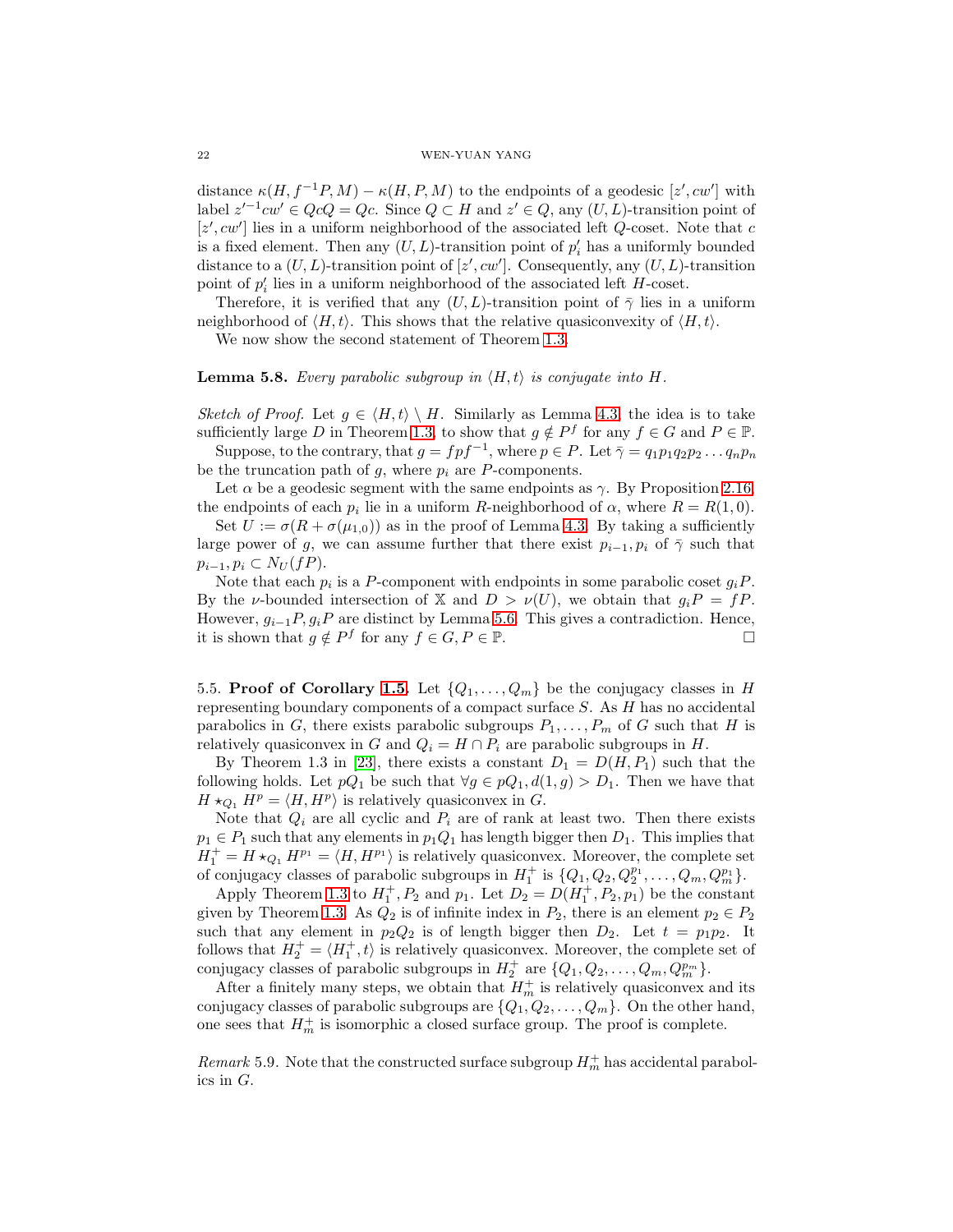distance $\kappa(H, f^{-1}P, M) - \kappa(H, P, M)$ to the endpoints of a geodesic $[z', cw']$ with label $z'^{-1}cw' \in QcQ = Qc$. Since $Q \subset H$ and $z' \in Q$, any $(U, L)$-transition point of $[z', cw']$ lies in a uniform neighborhood of the associated left $Q$-coset. Note that $c$ is a fixed element. Then any $(U, L)$-transition point of $p'_i$ has a uniformly bounded distance to a $(U, L)$-transition point of $[z', cw']$. Consequently, any $(U, L)$-transition point of $p'_i$ lies in a uniform neighborhood of the associated left $H$-coset.

Therefore, it is verified that any $(U, L)$-transition point of $\bar{\gamma}$ lies in a uniform neighborhood of $\langle H, t\rangle$. This shows that the relative quasiconvexity of $\langle H, t\rangle$.

We now show the second statement of Theorem 1.3.

**Lemma 5.8.** *Every parabolic subgroup in $\langle H, t\rangle$ is conjugate into $H$.*

*Sketch of Proof.* Let $g \in \langle H, t\rangle \setminus H$. Similarly as Lemma 4.3, the idea is to take sufficiently large $D$ in Theorem 1.3, to show that $g \notin P^f$ for any $f \in G$ and $P \in \mathbb{P}$.

Suppose, to the contrary, that $g = fpf^{-1}$, where $p \in P$. Let $\bar{\gamma} = q_1p_1q_2p_2\ldots q_np_n$ be the truncation path of $g$, where $p_i$ are $P$-components.

Let $\alpha$ be a geodesic segment with the same endpoints as $\gamma$. By Proposition 2.16, the endpoints of each $p_i$ lie in a uniform $R$-neighborhood of $\alpha$, where $R = R(1, 0)$.

Set $U := \sigma(R + \sigma(\mu_{1,0}))$ as in the proof of Lemma 4.3. By taking a sufficiently large power of $g$, we can assume further that there exist $p_{i-1}, p_i$ of $\bar{\gamma}$ such that $p_{i-1}, p_i \subset N_U(fP)$.

Note that each $p_i$ is a $P$-component with endpoints in some parabolic coset $g_iP$. By the $\nu$-bounded intersection of $\mathbb{X}$ and $D > \nu(U)$, we obtain that $g_iP = fP$. However, $g_{i-1}P, g_iP$ are distinct by Lemma 5.6. This gives a contradiction. Hence, it is shown that $g \notin P^f$ for any $f \in G, P \in \mathbb{P}$. □

5.5. **Proof of Corollary 1.5.** Let $\{Q_1, \ldots, Q_m\}$ be the conjugacy classes in $H$ representing boundary components of a compact surface $S$. As $H$ has no accidental parabolics in $G$, there exists parabolic subgroups $P_1, \ldots, P_m$ of $G$ such that $H$ is relatively quasiconvex in $G$ and $Q_i = H \cap P_i$ are parabolic subgroups in $H$.

By Theorem 1.3 in [23], there exists a constant $D_1 = D(H, P_1)$ such that the following holds. Let $pQ_1$ be such that $\forall g \in pQ_1, d(1, g) > D_1$. Then we have that $H \star_{Q_1} H^p = \langle H, H^p\rangle$ is relatively quasiconvex in $G$.

Note that $Q_i$ are all cyclic and $P_i$ are of rank at least two. Then there exists $p_1 \in P_1$ such that any elements in $p_1Q_1$ has length bigger then $D_1$. This implies that $H_1^+ = H \star_{Q_1} H^{p_1} = \langle H, H^{p_1}\rangle$ is relatively quasiconvex. Moreover, the complete set of conjugacy classes of parabolic subgroups in $H_1^+$ is $\{Q_1, Q_2, Q_2^{p_1}, \ldots, Q_m, Q_m^{p_1}\}$.

Apply Theorem 1.3 to $H_1^+, P_2$ and $p_1$. Let $D_2 = D(H_1^+, P_2, p_1)$ be the constant given by Theorem 1.3. As $Q_2$ is of infinite index in $P_2$, there is an element $p_2 \in P_2$ such that any element in $p_2Q_2$ is of length bigger then $D_2$. Let $t = p_1p_2$. It follows that $H_2^+ = \langle H_1^+, t\rangle$ is relatively quasiconvex. Moreover, the complete set of conjugacy classes of parabolic subgroups in $H_2^+$ are $\{Q_1, Q_2, \ldots, Q_m, Q_m^{p_m}\}$.

After a finitely many steps, we obtain that $H_m^+$ is relatively quasiconvex and its conjugacy classes of parabolic subgroups are $\{Q_1, Q_2, \ldots, Q_m\}$. On the other hand, one sees that $H_m^+$ is isomorphic a closed surface group. The proof is complete.

*Remark* 5.9. Note that the constructed surface subgroup $H_m^+$ has accidental parabolics in $G$.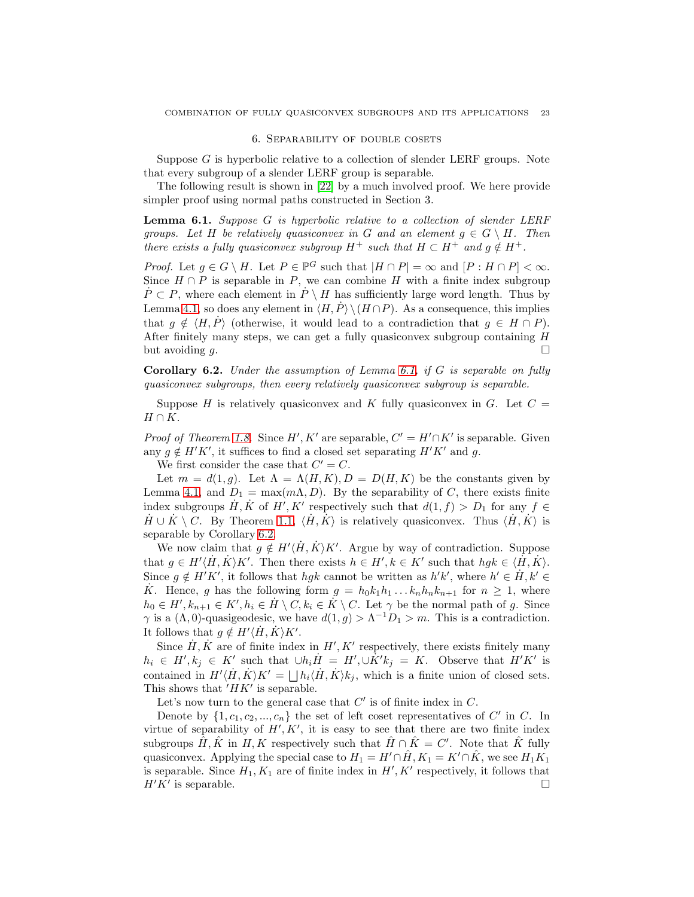## 6. Separability of double cosets

Suppose $G$ is hyperbolic relative to a collection of slender LERF groups. Note that every subgroup of a slender LERF group is separable.

The following result is shown in [22] by a much involved proof. We here provide simpler proof using normal paths constructed in Section 3.

**Lemma 6.1.** *Suppose $G$ is hyperbolic relative to a collection of slender LERF groups. Let $H$ be relatively quasiconvex in $G$ and an element $g \in G \setminus H$. Then there exists a fully quasiconvex subgroup $H^+$ such that $H \subset H^+$ and $g \notin H^+$.*

*Proof.* Let $g \in G \setminus H$. Let $P \in \mathbb{P}^G$ such that $|H \cap P| = \infty$ and $[P : H \cap P] < \infty$. Since $H \cap P$ is separable in $P$, we can combine $H$ with a finite index subgroup $\dot{P} \subset P$, where each element in $\dot{P} \setminus H$ has sufficiently large word length. Thus by Lemma 4.1, so does any element in $\langle H, \dot{P}\rangle \setminus (H \cap P)$. As a consequence, this implies that $g \notin \langle H, \dot{P}\rangle$ (otherwise, it would lead to a contradiction that $g \in H \cap P$). After finitely many steps, we can get a fully quasiconvex subgroup containing $H$ but avoiding $g$. □

**Corollary 6.2.** *Under the assumption of Lemma 6.1, if $G$ is separable on fully quasiconvex subgroups, then every relatively quasiconvex subgroup is separable.*

Suppose $H$ is relatively quasiconvex and $K$ fully quasiconvex in $G$. Let $C = H \cap K$.

*Proof of Theorem 1.8.* Since $H', K'$ are separable, $C' = H' \cap K'$ is separable. Given any $g \notin H'K'$, it suffices to find a closed set separating $H'K'$ and $g$.

We first consider the case that $C' = C$.

Let $m = d(1, g)$. Let $\Lambda = \Lambda(H, K), D = D(H, K)$ be the constants given by Lemma 4.1, and $D_1 = \max(m\Lambda, D)$. By the separability of $C$, there exists finite index subgroups $\dot{H}, \dot{K}$ of $H', K'$ respectively such that $d(1, f) > D_1$ for any $f \in \dot{H} \cup \dot{K} \setminus C$. By Theorem 1.1, $\langle \dot{H}, \dot{K}\rangle$ is relatively quasiconvex. Thus $\langle \dot{H}, \dot{K}\rangle$ is separable by Corollary 6.2.

We now claim that $g \notin H'\langle \dot{H}, \dot{K}\rangle K'$. Argue by way of contradiction. Suppose that $g \in H'\langle \dot{H}, \dot{K}\rangle K'$. Then there exists $h \in H', k \in K'$ such that $hgk \in \langle \dot{H}, \dot{K}\rangle$. Since $g \notin H'K'$, it follows that $hgk$ cannot be written as $h'k'$, where $h' \in \dot{H}, k' \in \dot{K}$. Hence, $g$ has the following form $g = h_0k_1h_1 \dots k_nh_nk_{n+1}$ for $n \geq 1$, where $h_0 \in H', k_{n+1} \in K', h_i \in \dot{H} \setminus C, k_i \in \dot{K} \setminus C$. Let $\gamma$ be the normal path of $g$. Since $\gamma$ is a $(\Lambda, 0)$-quasigeodesic, we have $d(1, g) > \Lambda^{-1}D_1 > m$. This is a contradiction. It follows that $g \notin H'\langle \dot{H}, \dot{K}\rangle K'$.

Since $\dot{H}, \dot{K}$ are of finite index in $H', K'$ respectively, there exists finitely many $h_i \in H', k_j \in K'$ such that $\cup h_i\dot{H} = H', \cup \dot{K}'k_j = K$. Observe that $H'K'$ is contained in $H'\langle \dot{H}, \dot{K}\rangle K' = \bigsqcup h_i\langle \dot{H}, \dot{K}\rangle k_j$, which is a finite union of closed sets. This shows that $'HK'$ is separable.

Let's now turn to the general case that $C'$ is of finite index in $C$.

Denote by $\{1, c_1, c_2, ..., c_n\}$ the set of left coset representatives of $C'$ in $C$. In virtue of separability of $H', K'$, it is easy to see that there are two finite index subgroups $\hat{H}, \hat{K}$ in $H, K$ respectively such that $\hat{H} \cap \hat{K} = C'$. Note that $\hat{K}$ fully quasiconvex. Applying the special case to $H_1 = H' \cap \hat{H}, K_1 = K' \cap \hat{K}$, we see $H_1K_1$ is separable. Since $H_1, K_1$ are of finite index in $H', K'$ respectively, it follows that $H'K'$ is separable. □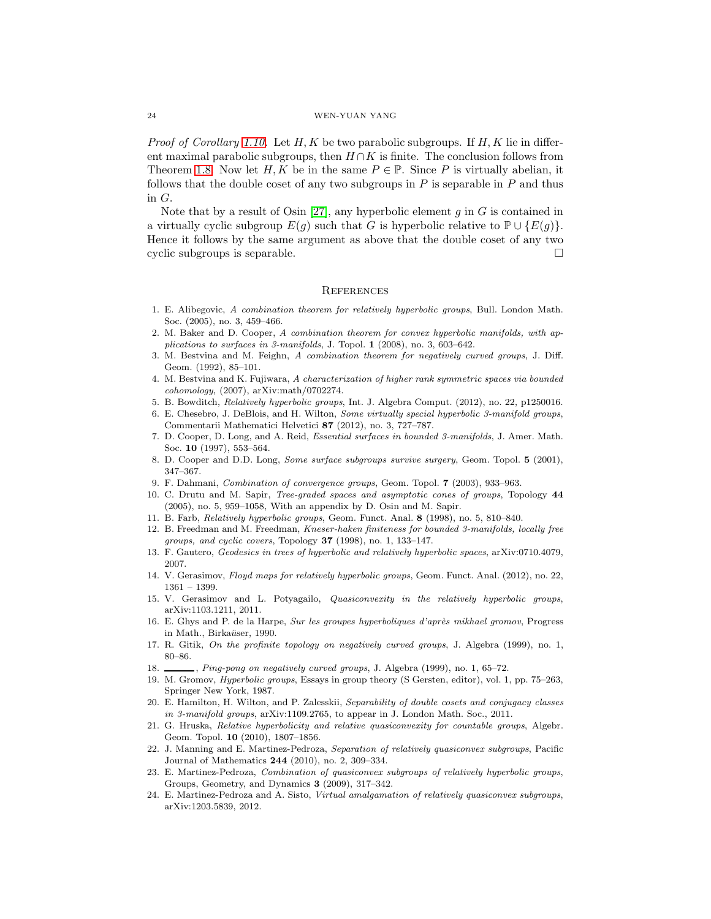*Proof of Corollary 1.10.* Let $H, K$ be two parabolic subgroups. If $H, K$ lie in different maximal parabolic subgroups, then $H \cap K$ is finite. The conclusion follows from Theorem 1.8. Now let $H, K$ be in the same $P \in \mathbb{P}$. Since $P$ is virtually abelian, it follows that the double coset of any two subgroups in $P$ is separable in $P$ and thus in $G$.

Note that by a result of Osin [27], any hyperbolic element $g$ in $G$ is contained in a virtually cyclic subgroup $E(g)$ such that $G$ is hyperbolic relative to $\mathbb{P} \cup \{E(g)\}$. Hence it follows by the same argument as above that the double coset of any two cyclic subgroups is separable. □

## References

1. E. Alibegovic, *A combination theorem for relatively hyperbolic groups*, Bull. London Math. Soc. (2005), no. 3, 459–466.
2. M. Baker and D. Cooper, *A combination theorem for convex hyperbolic manifolds, with applications to surfaces in 3-manifolds*, J. Topol. **1** (2008), no. 3, 603–642.
3. M. Bestvina and M. Feighn, *A combination theorem for negatively curved groups*, J. Diff. Geom. (1992), 85–101.
4. M. Bestvina and K. Fujiwara, *A characterization of higher rank symmetric spaces via bounded cohomology*, (2007), arXiv:math/0702274.
5. B. Bowditch, *Relatively hyperbolic groups*, Int. J. Algebra Comput. (2012), no. 22, p1250016.
6. E. Chesebro, J. DeBlois, and H. Wilton, *Some virtually special hyperbolic 3-manifold groups*, Commentarii Mathematici Helvetici **87** (2012), no. 3, 727–787.
7. D. Cooper, D. Long, and A. Reid, *Essential surfaces in bounded 3-manifolds*, J. Amer. Math. Soc. **10** (1997), 553–564.
8. D. Cooper and D.D. Long, *Some surface subgroups survive surgery*, Geom. Topol. **5** (2001), 347–367.
9. F. Dahmani, *Combination of convergence groups*, Geom. Topol. **7** (2003), 933–963.
10. C. Drutu and M. Sapir, *Tree-graded spaces and asymptotic cones of groups*, Topology **44** (2005), no. 5, 959–1058, With an appendix by D. Osin and M. Sapir.
11. B. Farb, *Relatively hyperbolic groups*, Geom. Funct. Anal. **8** (1998), no. 5, 810–840.
12. B. Freedman and M. Freedman, *Kneser-haken finiteness for bounded 3-manifolds, locally free groups, and cyclic covers*, Topology **37** (1998), no. 1, 133–147.
13. F. Gautero, *Geodesics in trees of hyperbolic and relatively hyperbolic spaces*, arXiv:0710.4079, 2007.
14. V. Gerasimov, *Floyd maps for relatively hyperbolic groups*, Geom. Funct. Anal. (2012), no. 22, 1361 – 1399.
15. V. Gerasimov and L. Potyagailo, *Quasiconvexity in the relatively hyperbolic groups*, arXiv:1103.1211, 2011.
16. E. Ghys and P. de la Harpe, *Sur les groupes hyperboliques d'après mikhael gromov*, Progress in Math., Birkaüser, 1990.
17. R. Gitik, *On the profinite topology on negatively curved groups*, J. Algebra (1999), no. 1, 80–86.
18. ———, *Ping-pong on negatively curved groups*, J. Algebra (1999), no. 1, 65–72.
19. M. Gromov, *Hyperbolic groups*, Essays in group theory (S Gersten, editor), vol. 1, pp. 75–263, Springer New York, 1987.
20. E. Hamilton, H. Wilton, and P. Zalesskii, *Separability of double cosets and conjugacy classes in 3-manifold groups*, arXiv:1109.2765, to appear in J. London Math. Soc., 2011.
21. G. Hruska, *Relative hyperbolicity and relative quasiconvexity for countable groups*, Algebr. Geom. Topol. **10** (2010), 1807–1856.
22. J. Manning and E. Martinez-Pedroza, *Separation of relatively quasiconvex subgroups*, Pacific Journal of Mathematics **244** (2010), no. 2, 309–334.
23. E. Martinez-Pedroza, *Combination of quasiconvex subgroups of relatively hyperbolic groups*, Groups, Geometry, and Dynamics **3** (2009), 317–342.
24. E. Martinez-Pedroza and A. Sisto, *Virtual amalgamation of relatively quasiconvex subgroups*, arXiv:1203.5839, 2012.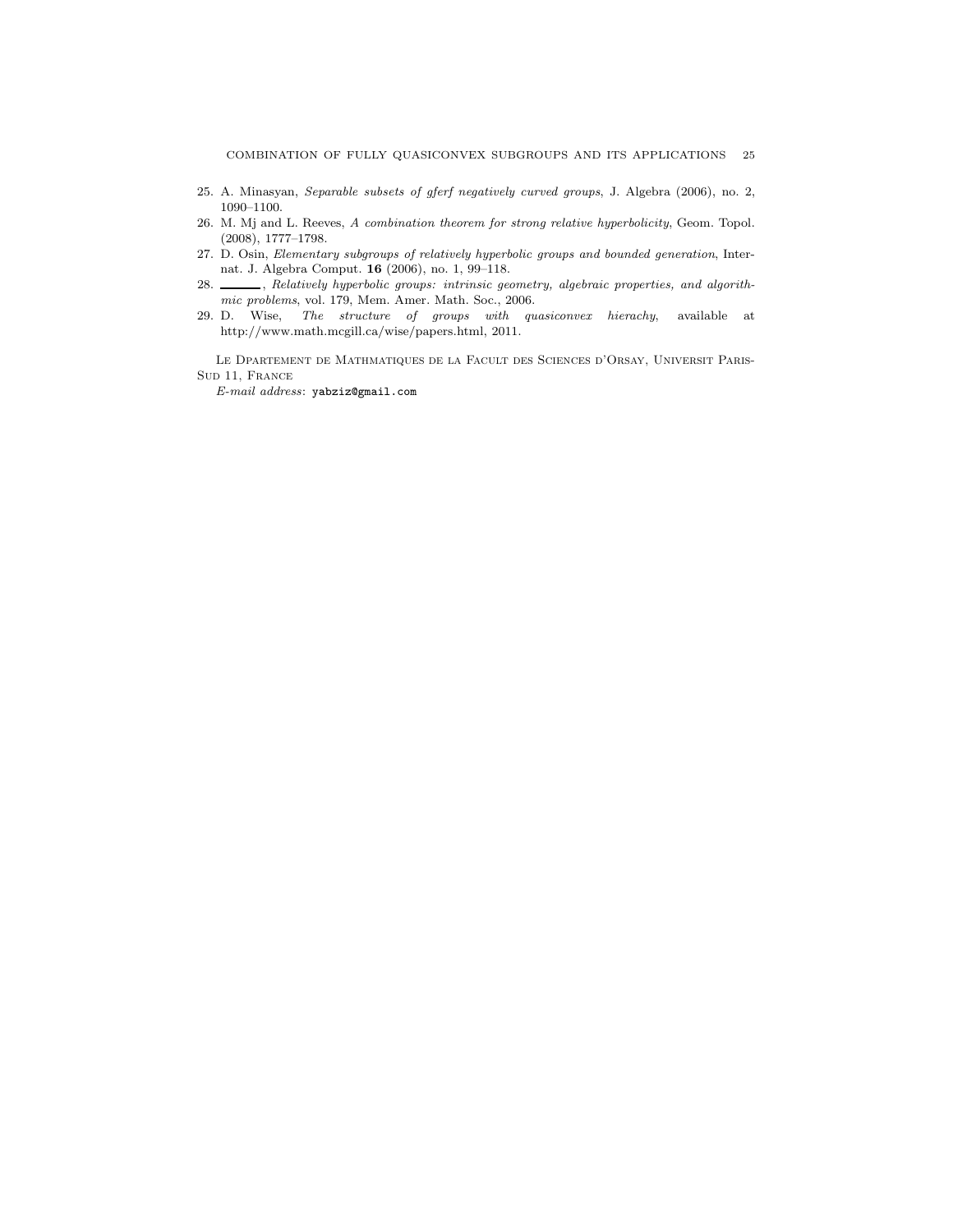25. A. Minasyan, *Separable subsets of gferf negatively curved groups*, J. Algebra (2006), no. 2, 1090–1100.
26. M. Mj and L. Reeves, *A combination theorem for strong relative hyperbolicity*, Geom. Topol. (2008), 1777–1798.
27. D. Osin, *Elementary subgroups of relatively hyperbolic groups and bounded generation*, Internat. J. Algebra Comput. **16** (2006), no. 1, 99–118.
28. ______, *Relatively hyperbolic groups: intrinsic geometry, algebraic properties, and algorithmic problems*, vol. 179, Mem. Amer. Math. Soc., 2006.
29. D. Wise, *The structure of groups with quasiconvex hierachy*, available at http://www.math.mcgill.ca/wise/papers.html, 2011.

Le Dpartement de Mathmatiques de la Facult des Sciences d'Orsay, Universit Paris-Sud 11, France

*E-mail address*: yabziz@gmail.com